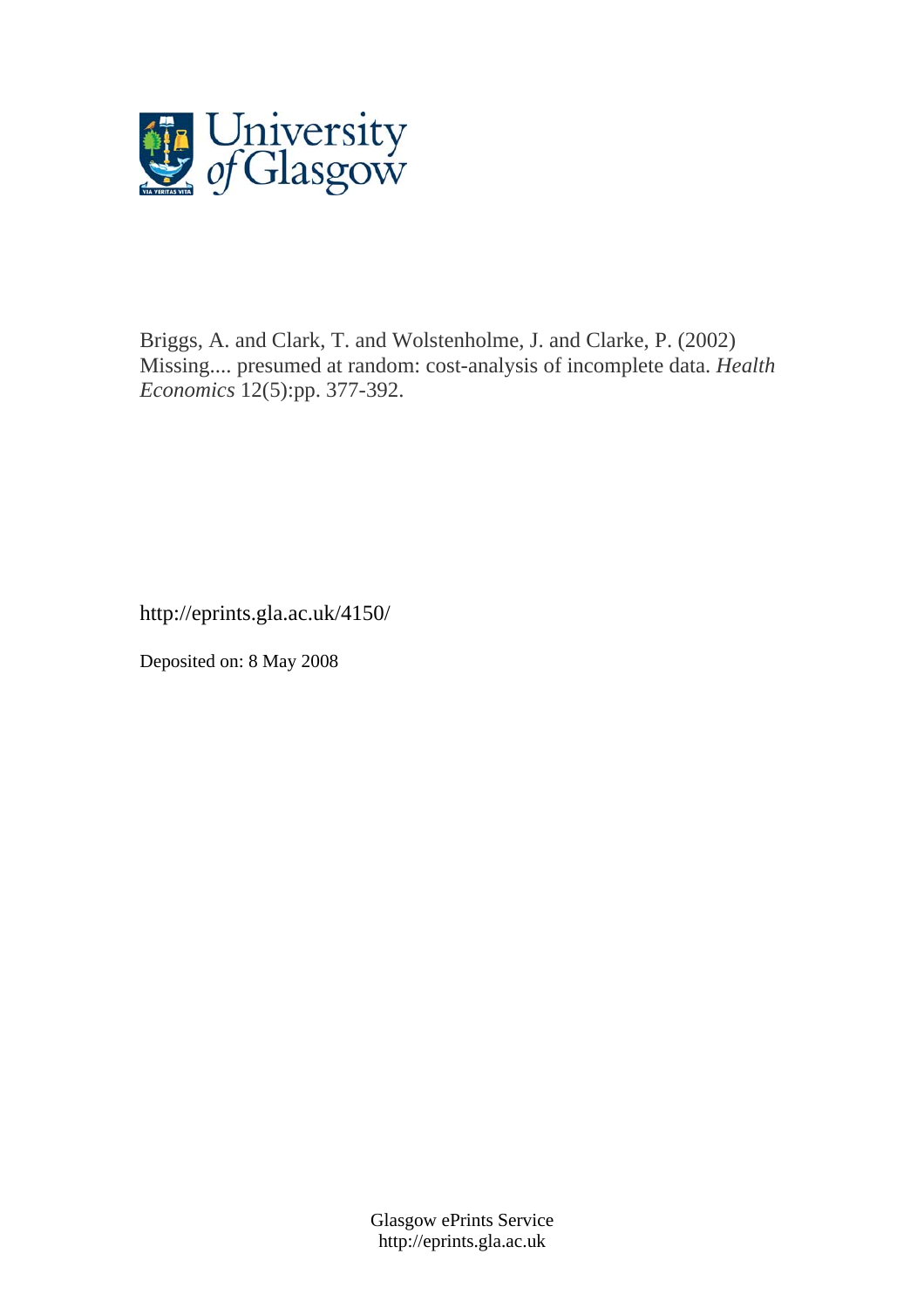University of Glasgow

Briggs, A. and Clark, T. and Wolstenholme, J. and Clarke, P. (2002) Missing.... presumed at random: cost-analysis of incomplete data. *Health Economics* 12(5):pp. 377-392.

http://eprints.gla.ac.uk/4150/

Deposited on: 8 May 2008

Glasgow ePrints Service
http://eprints.gla.ac.uk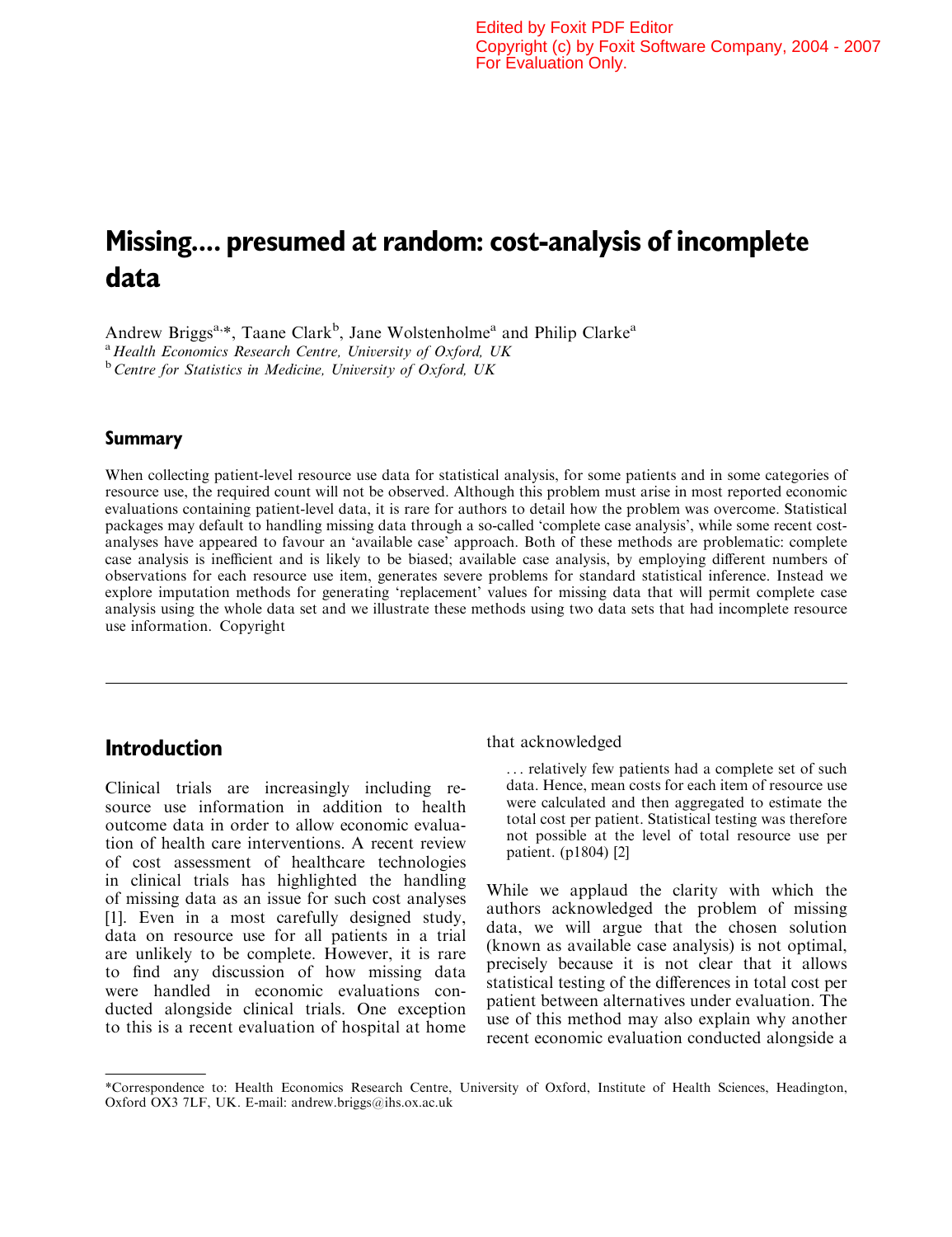# Missing.... presumed at random: cost-analysis of incomplete data

Andrew Briggs[a,*], Taane Clark[b], Jane Wolstenholme[a] and Philip Clarke[a]

[a] *Health Economics Research Centre, University of Oxford, UK*

[b] *Centre for Statistics in Medicine, University of Oxford, UK*

## Summary

When collecting patient-level resource use data for statistical analysis, for some patients and in some categories of resource use, the required count will not be observed. Although this problem must arise in most reported economic evaluations containing patient-level data, it is rare for authors to detail how the problem was overcome. Statistical packages may default to handling missing data through a so-called 'complete case analysis', while some recent cost-analyses have appeared to favour an 'available case' approach. Both of these methods are problematic: complete case analysis is inefficient and is likely to be biased; available case analysis, by employing different numbers of observations for each resource use item, generates severe problems for standard statistical inference. Instead we explore imputation methods for generating 'replacement' values for missing data that will permit complete case analysis using the whole data set and we illustrate these methods using two data sets that had incomplete resource use information. Copyright

## Introduction

Clinical trials are increasingly including resource use information in addition to health outcome data in order to allow economic evaluation of health care interventions. A recent review of cost assessment of healthcare technologies in clinical trials has highlighted the handling of missing data as an issue for such cost analyses [1]. Even in a most carefully designed study, data on resource use for all patients in a trial are unlikely to be complete. However, it is rare to find any discussion of how missing data were handled in economic evaluations conducted alongside clinical trials. One exception to this is a recent evaluation of hospital at home that acknowledged

> ... relatively few patients had a complete set of such data. Hence, mean costs for each item of resource use were calculated and then aggregated to estimate the total cost per patient. Statistical testing was therefore not possible at the level of total resource use per patient. (p1804) [2]

While we applaud the clarity with which the authors acknowledged the problem of missing data, we will argue that the chosen solution (known as available case analysis) is not optimal, precisely because it is not clear that it allows statistical testing of the differences in total cost per patient between alternatives under evaluation. The use of this method may also explain why another recent economic evaluation conducted alongside a

*Correspondence to: Health Economics Research Centre, University of Oxford, Institute of Health Sciences, Headington, Oxford OX3 7LF, UK. E-mail: andrew.briggs@ihs.ox.ac.uk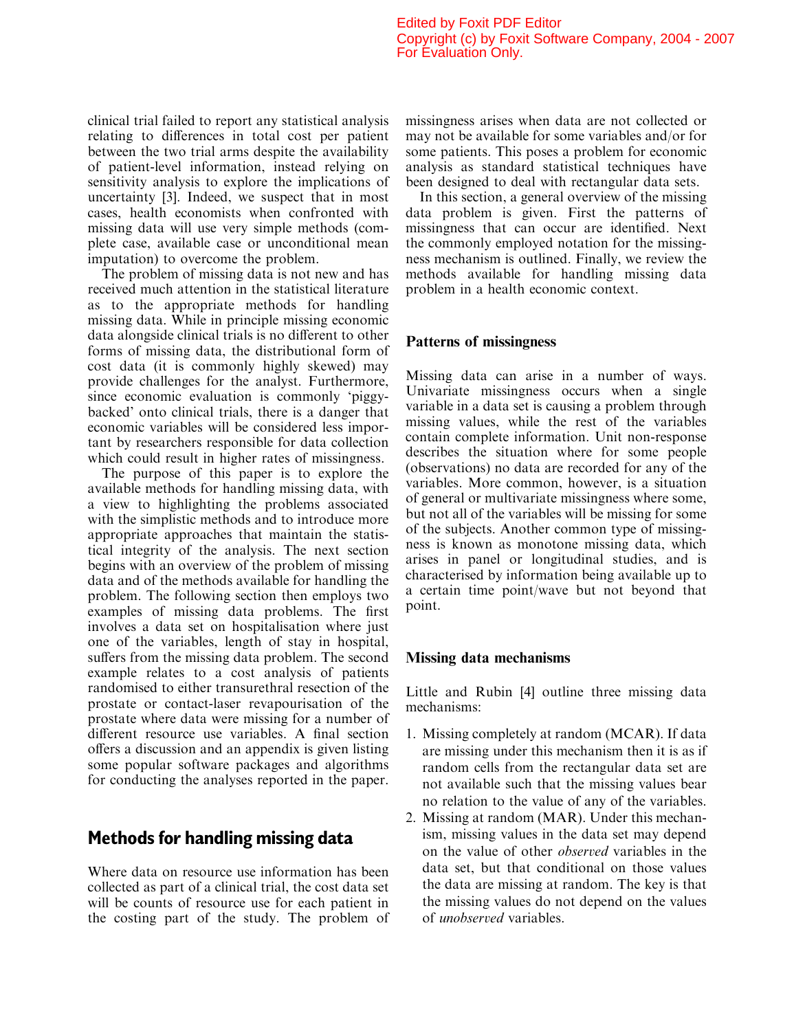clinical trial failed to report any statistical analysis relating to differences in total cost per patient between the two trial arms despite the availability of patient-level information, instead relying on sensitivity analysis to explore the implications of uncertainty [3]. Indeed, we suspect that in most cases, health economists when confronted with missing data will use very simple methods (complete case, available case or unconditional mean imputation) to overcome the problem.

The problem of missing data is not new and has received much attention in the statistical literature as to the appropriate methods for handling missing data. While in principle missing economic data alongside clinical trials is no different to other forms of missing data, the distributional form of cost data (it is commonly highly skewed) may provide challenges for the analyst. Furthermore, since economic evaluation is commonly 'piggy-backed' onto clinical trials, there is a danger that economic variables will be considered less important by researchers responsible for data collection which could result in higher rates of missingness.

The purpose of this paper is to explore the available methods for handling missing data, with a view to highlighting the problems associated with the simplistic methods and to introduce more appropriate approaches that maintain the statistical integrity of the analysis. The next section begins with an overview of the problem of missing data and of the methods available for handling the problem. The following section then employs two examples of missing data problems. The first involves a data set on hospitalisation where just one of the variables, length of stay in hospital, suffers from the missing data problem. The second example relates to a cost analysis of patients randomised to either transurethral resection of the prostate or contact-laser revapourisation of the prostate where data were missing for a number of different resource use variables. A final section offers a discussion and an appendix is given listing some popular software packages and algorithms for conducting the analyses reported in the paper.

## Methods for handling missing data

Where data on resource use information has been collected as part of a clinical trial, the cost data set will be counts of resource use for each patient in the costing part of the study. The problem of missingness arises when data are not collected or may not be available for some variables and/or for some patients. This poses a problem for economic analysis as standard statistical techniques have been designed to deal with rectangular data sets.

In this section, a general overview of the missing data problem is given. First the patterns of missingness that can occur are identified. Next the commonly employed notation for the missingness mechanism is outlined. Finally, we review the methods available for handling missing data problem in a health economic context.

### Patterns of missingness

Missing data can arise in a number of ways. Univariate missingness occurs when a single variable in a data set is causing a problem through missing values, while the rest of the variables contain complete information. Unit non-response describes the situation where for some people (observations) no data are recorded for any of the variables. More common, however, is a situation of general or multivariate missingness where some, but not all of the variables will be missing for some of the subjects. Another common type of missingness is known as monotone missing data, which arises in panel or longitudinal studies, and is characterised by information being available up to a certain time point/wave but not beyond that point.

### Missing data mechanisms

Little and Rubin [4] outline three missing data mechanisms:

1. Missing completely at random (MCAR). If data are missing under this mechanism then it is as if random cells from the rectangular data set are not available such that the missing values bear no relation to the value of any of the variables.
2. Missing at random (MAR). Under this mechanism, missing values in the data set may depend on the value of other *observed* variables in the data set, but that conditional on those values the data are missing at random. The key is that the missing values do not depend on the values of *unobserved* variables.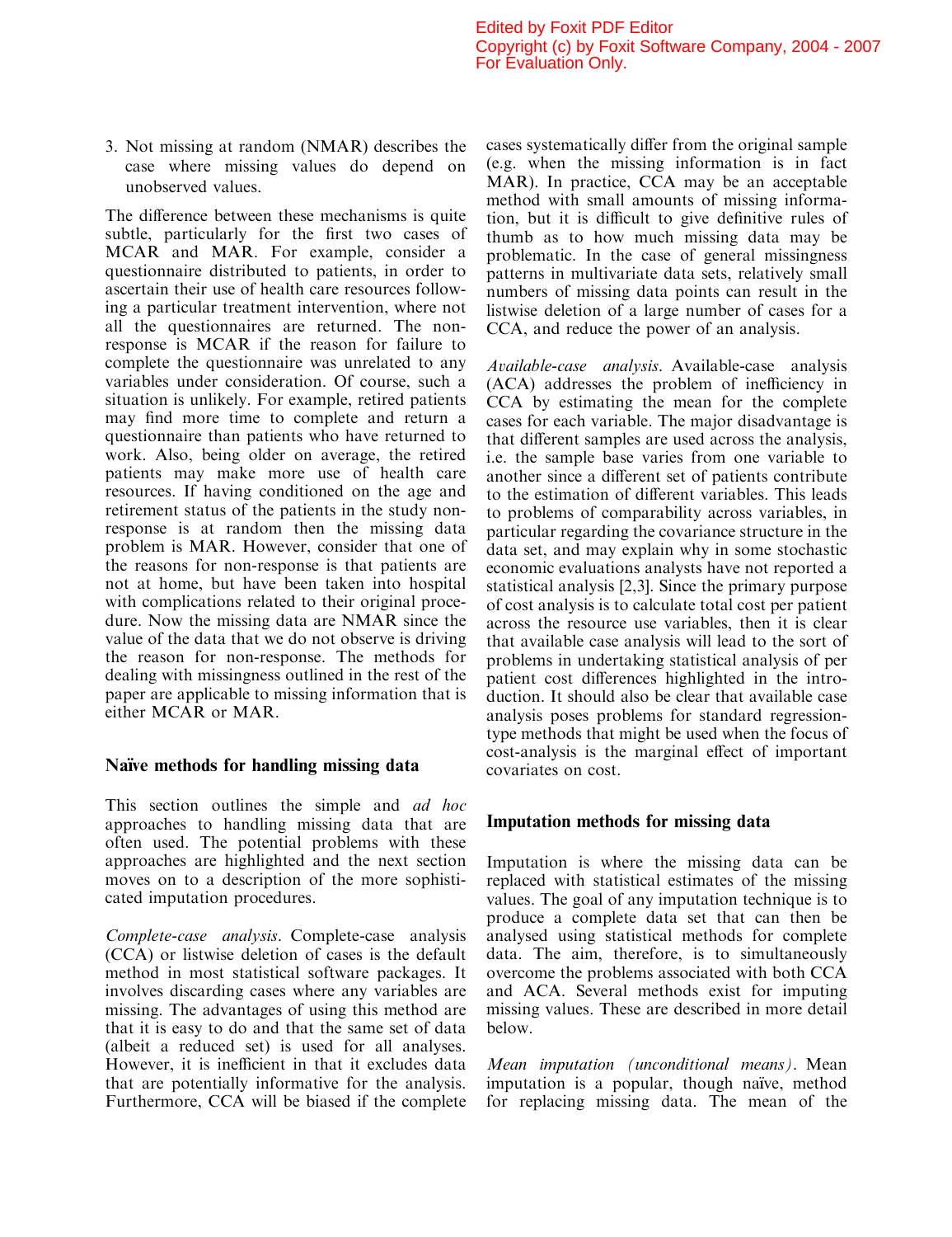3. Not missing at random (NMAR) describes the case where missing values do depend on unobserved values.

The difference between these mechanisms is quite subtle, particularly for the first two cases of MCAR and MAR. For example, consider a questionnaire distributed to patients, in order to ascertain their use of health care resources following a particular treatment intervention, where not all the questionnaires are returned. The non-response is MCAR if the reason for failure to complete the questionnaire was unrelated to any variables under consideration. Of course, such a situation is unlikely. For example, retired patients may find more time to complete and return a questionnaire than patients who have returned to work. Also, being older on average, the retired patients may make more use of health care resources. If having conditioned on the age and retirement status of the patients in the study non-response is at random then the missing data problem is MAR. However, consider that one of the reasons for non-response is that patients are not at home, but have been taken into hospital with complications related to their original procedure. Now the missing data are NMAR since the value of the data that we do not observe is driving the reason for non-response. The methods for dealing with missingness outlined in the rest of the paper are applicable to missing information that is either MCAR or MAR.

## Naïve methods for handling missing data

This section outlines the simple and *ad hoc* approaches to handling missing data that are often used. The potential problems with these approaches are highlighted and the next section moves on to a description of the more sophisticated imputation procedures.

*Complete-case analysis*. Complete-case analysis (CCA) or listwise deletion of cases is the default method in most statistical software packages. It involves discarding cases where any variables are missing. The advantages of using this method are that it is easy to do and that the same set of data (albeit a reduced set) is used for all analyses. However, it is inefficient in that it excludes data that are potentially informative for the analysis. Furthermore, CCA will be biased if the complete cases systematically differ from the original sample (e.g. when the missing information is in fact MAR). In practice, CCA may be an acceptable method with small amounts of missing information, but it is difficult to give definitive rules of thumb as to how much missing data may be problematic. In the case of general missingness patterns in multivariate data sets, relatively small numbers of missing data points can result in the listwise deletion of a large number of cases for a CCA, and reduce the power of an analysis.

*Available-case analysis*. Available-case analysis (ACA) addresses the problem of inefficiency in CCA by estimating the mean for the complete cases for each variable. The major disadvantage is that different samples are used across the analysis, i.e. the sample base varies from one variable to another since a different set of patients contribute to the estimation of different variables. This leads to problems of comparability across variables, in particular regarding the covariance structure in the data set, and may explain why in some stochastic economic evaluations analysts have not reported a statistical analysis [2,3]. Since the primary purpose of cost analysis is to calculate total cost per patient across the resource use variables, then it is clear that available case analysis will lead to the sort of problems in undertaking statistical analysis of per patient cost differences highlighted in the introduction. It should also be clear that available case analysis poses problems for standard regression-type methods that might be used when the focus of cost-analysis is the marginal effect of important covariates on cost.

## Imputation methods for missing data

Imputation is where the missing data can be replaced with statistical estimates of the missing values. The goal of any imputation technique is to produce a complete data set that can then be analysed using statistical methods for complete data. The aim, therefore, is to simultaneously overcome the problems associated with both CCA and ACA. Several methods exist for imputing missing values. These are described in more detail below.

*Mean imputation (unconditional means)*. Mean imputation is a popular, though naïve, method for replacing missing data. The mean of the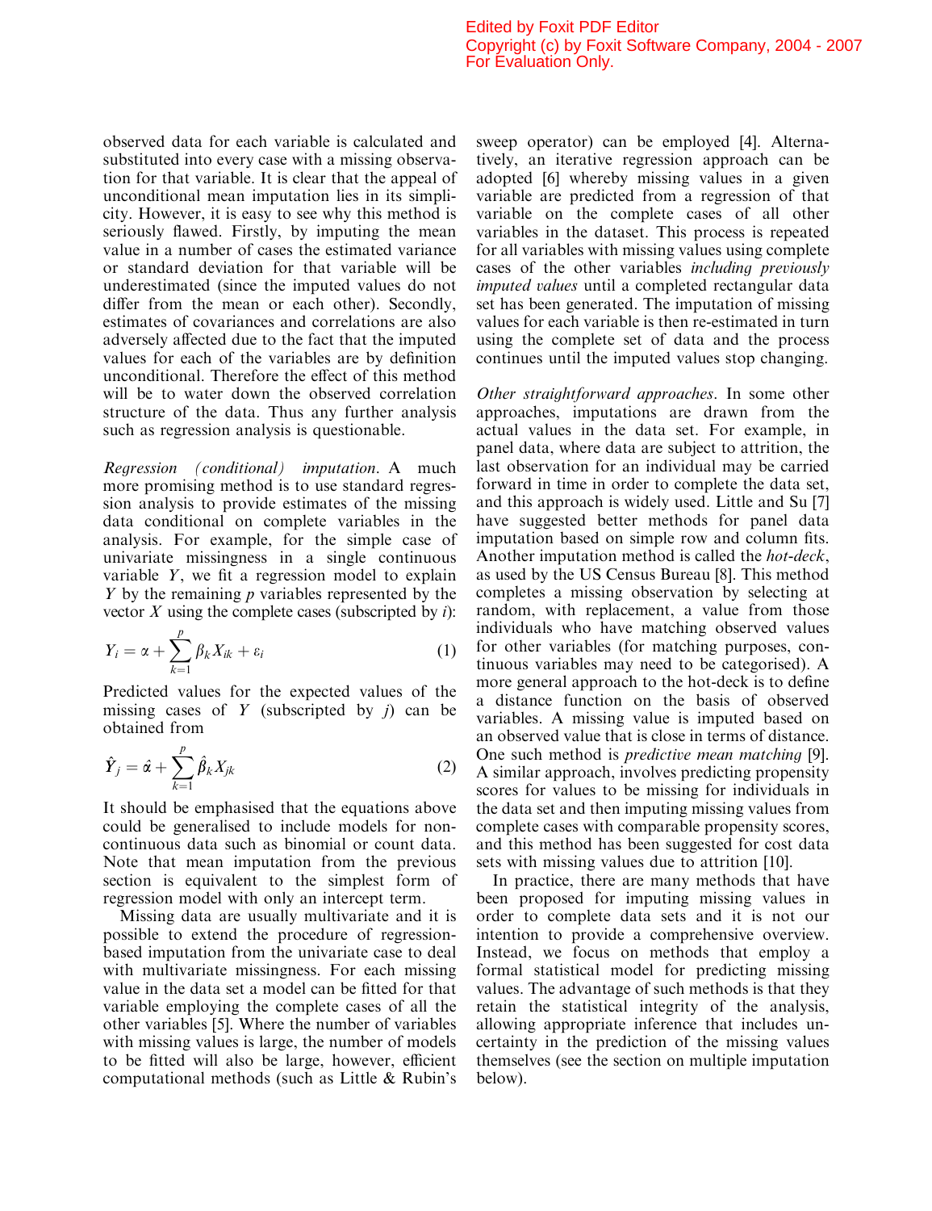observed data for each variable is calculated and substituted into every case with a missing observation for that variable. It is clear that the appeal of unconditional mean imputation lies in its simplicity. However, it is easy to see why this method is seriously flawed. Firstly, by imputing the mean value in a number of cases the estimated variance or standard deviation for that variable will be underestimated (since the imputed values do not differ from the mean or each other). Secondly, estimates of covariances and correlations are also adversely affected due to the fact that the imputed values for each of the variables are by definition unconditional. Therefore the effect of this method will be to water down the observed correlation structure of the data. Thus any further analysis such as regression analysis is questionable.

*Regression (conditional) imputation*. A much more promising method is to use standard regression analysis to provide estimates of the missing data conditional on complete variables in the analysis. For example, for the simple case of univariate missingness in a single continuous variable $Y$, we fit a regression model to explain $Y$ by the remaining $p$ variables represented by the vector $X$ using the complete cases (subscripted by $i$):

$$Y_i = \alpha + \sum_{k=1}^{p} \beta_k X_{ik} + \varepsilon_i \tag{1}$$

Predicted values for the expected values of the missing cases of $Y$ (subscripted by $j$) can be obtained from

$$\hat{Y}_j = \hat{\alpha} + \sum_{k=1}^{p} \hat{\beta}_k X_{jk} \tag{2}$$

It should be emphasised that the equations above could be generalised to include models for non-continuous data such as binomial or count data. Note that mean imputation from the previous section is equivalent to the simplest form of regression model with only an intercept term.

Missing data are usually multivariate and it is possible to extend the procedure of regression-based imputation from the univariate case to deal with multivariate missingness. For each missing value in the data set a model can be fitted for that variable employing the complete cases of all the other variables [5]. Where the number of variables with missing values is large, the number of models to be fitted will also be large, however, efficient computational methods (such as Little & Rubin's sweep operator) can be employed [4]. Alternatively, an iterative regression approach can be adopted [6] whereby missing values in a given variable are predicted from a regression of that variable on the complete cases of all other variables in the dataset. This process is repeated for all variables with missing values using complete cases of the other variables *including previously imputed values* until a completed rectangular data set has been generated. The imputation of missing values for each variable is then re-estimated in turn using the complete set of data and the process continues until the imputed values stop changing.

*Other straightforward approaches*. In some other approaches, imputations are drawn from the actual values in the data set. For example, in panel data, where data are subject to attrition, the last observation for an individual may be carried forward in time in order to complete the data set, and this approach is widely used. Little and Su [7] have suggested better methods for panel data imputation based on simple row and column fits. Another imputation method is called the *hot-deck*, as used by the US Census Bureau [8]. This method completes a missing observation by selecting at random, with replacement, a value from those individuals who have matching observed values for other variables (for matching purposes, continuous variables may need to be categorised). A more general approach to the hot-deck is to define a distance function on the basis of observed variables. A missing value is imputed based on an observed value that is close in terms of distance. One such method is *predictive mean matching* [9]. A similar approach, involves predicting propensity scores for values to be missing for individuals in the data set and then imputing missing values from complete cases with comparable propensity scores, and this method has been suggested for cost data sets with missing values due to attrition [10].

In practice, there are many methods that have been proposed for imputing missing values in order to complete data sets and it is not our intention to provide a comprehensive overview. Instead, we focus on methods that employ a formal statistical model for predicting missing values. The advantage of such methods is that they retain the statistical integrity of the analysis, allowing appropriate inference that includes uncertainty in the prediction of the missing values themselves (see the section on multiple imputation below).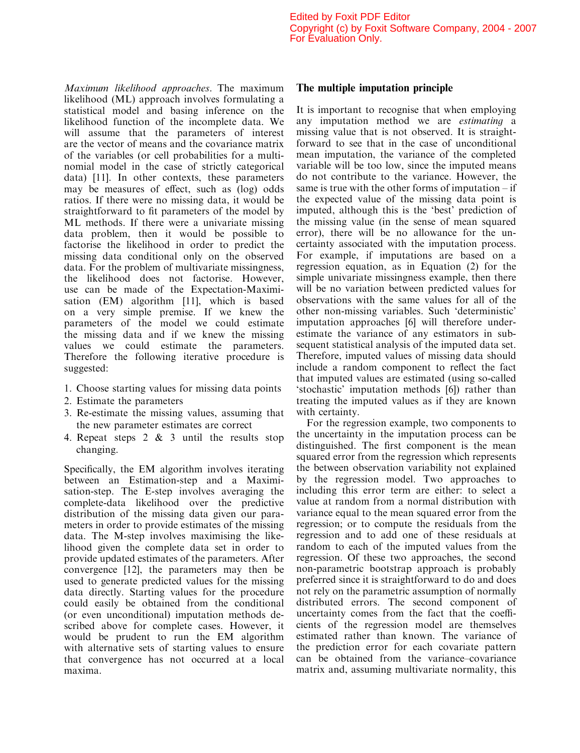*Maximum likelihood approaches*. The maximum likelihood (ML) approach involves formulating a statistical model and basing inference on the likelihood function of the incomplete data. We will assume that the parameters of interest are the vector of means and the covariance matrix of the variables (or cell probabilities for a multinomial model in the case of strictly categorical data) [11]. In other contexts, these parameters may be measures of effect, such as (log) odds ratios. If there were no missing data, it would be straightforward to fit parameters of the model by ML methods. If there were a univariate missing data problem, then it would be possible to factorise the likelihood in order to predict the missing data conditional only on the observed data. For the problem of multivariate missingness, the likelihood does not factorise. However, use can be made of the Expectation-Maximisation (EM) algorithm [11], which is based on a very simple premise. If we knew the parameters of the model we could estimate the missing data and if we knew the missing values we could estimate the parameters. Therefore the following iterative procedure is suggested:

1. Choose starting values for missing data points
2. Estimate the parameters
3. Re-estimate the missing values, assuming that the new parameter estimates are correct
4. Repeat steps 2 & 3 until the results stop changing.

Specifically, the EM algorithm involves iterating between an Estimation-step and a Maximisation-step. The E-step involves averaging the complete-data likelihood over the predictive distribution of the missing data given our parameters in order to provide estimates of the missing data. The M-step involves maximising the likelihood given the complete data set in order to provide updated estimates of the parameters. After convergence [12], the parameters may then be used to generate predicted values for the missing data directly. Starting values for the procedure could easily be obtained from the conditional (or even unconditional) imputation methods described above for complete cases. However, it would be prudent to run the EM algorithm with alternative sets of starting values to ensure that convergence has not occurred at a local maxima.

## The multiple imputation principle

It is important to recognise that when employing any imputation method we are *estimating* a missing value that is not observed. It is straightforward to see that in the case of unconditional mean imputation, the variance of the completed variable will be too low, since the imputed means do not contribute to the variance. However, the same is true with the other forms of imputation – if the expected value of the missing data point is imputed, although this is the 'best' prediction of the missing value (in the sense of mean squared error), there will be no allowance for the uncertainty associated with the imputation process. For example, if imputations are based on a regression equation, as in Equation (2) for the simple univariate missingness example, then there will be no variation between predicted values for observations with the same values for all of the other non-missing variables. Such 'deterministic' imputation approaches [6] will therefore underestimate the variance of any estimators in subsequent statistical analysis of the imputed data set. Therefore, imputed values of missing data should include a random component to reflect the fact that imputed values are estimated (using so-called 'stochastic' imputation methods [6]) rather than treating the imputed values as if they are known with certainty.

For the regression example, two components to the uncertainty in the imputation process can be distinguished. The first component is the mean squared error from the regression which represents the between observation variability not explained by the regression model. Two approaches to including this error term are either: to select a value at random from a normal distribution with variance equal to the mean squared error from the regression; or to compute the residuals from the regression and to add one of these residuals at random to each of the imputed values from the regression. Of these two approaches, the second non-parametric bootstrap approach is probably preferred since it is straightforward to do and does not rely on the parametric assumption of normally distributed errors. The second component of uncertainty comes from the fact that the coefficients of the regression model are themselves estimated rather than known. The variance of the prediction error for each covariate pattern can be obtained from the variance–covariance matrix and, assuming multivariate normality, this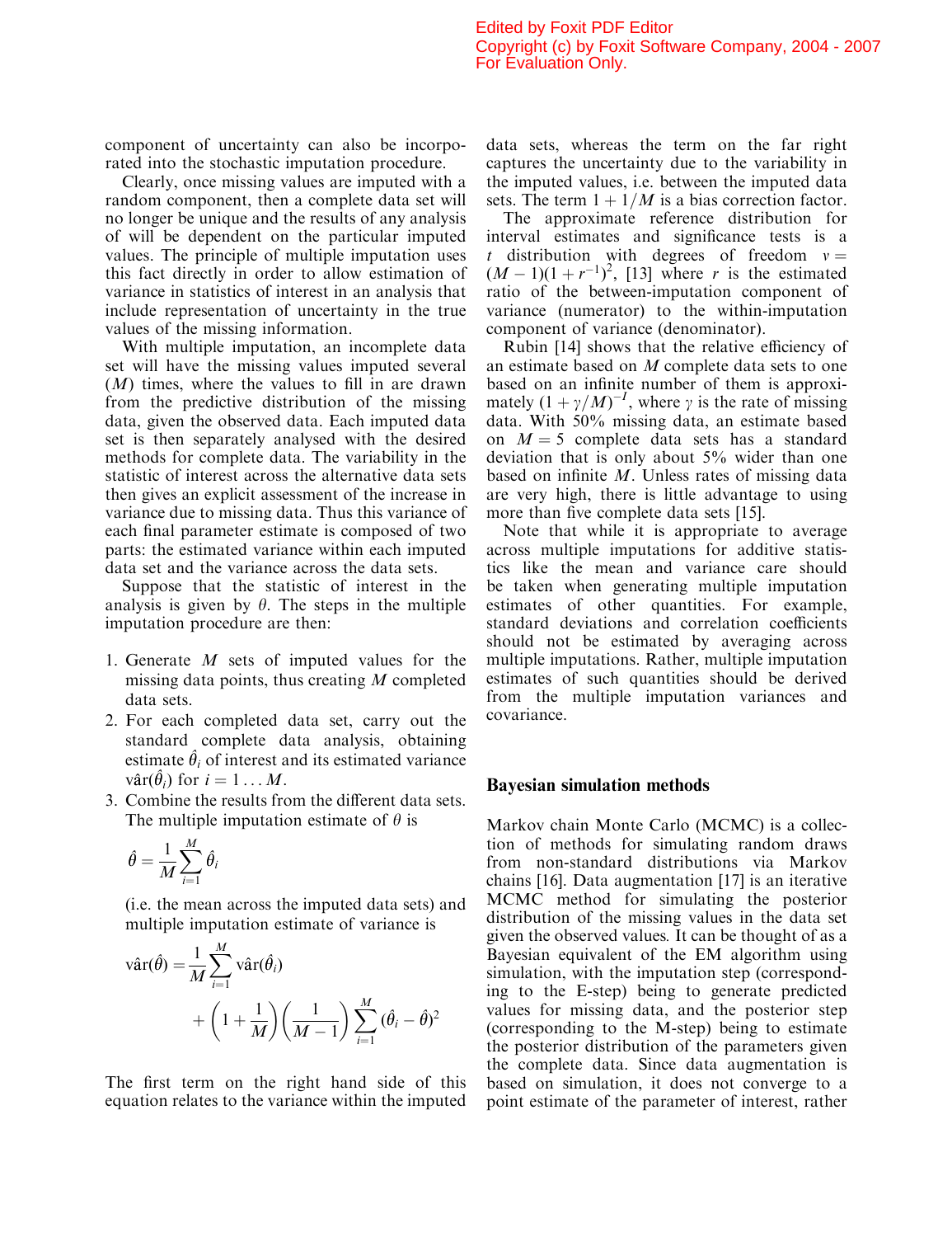component of uncertainty can also be incorporated into the stochastic imputation procedure.

Clearly, once missing values are imputed with a random component, then a complete data set will no longer be unique and the results of any analysis of will be dependent on the particular imputed values. The principle of multiple imputation uses this fact directly in order to allow estimation of variance in statistics of interest in an analysis that include representation of uncertainty in the true values of the missing information.

With multiple imputation, an incomplete data set will have the missing values imputed several ($M$) times, where the values to fill in are drawn from the predictive distribution of the missing data, given the observed data. Each imputed data set is then separately analysed with the desired methods for complete data. The variability in the statistic of interest across the alternative data sets then gives an explicit assessment of the increase in variance due to missing data. Thus this variance of each final parameter estimate is composed of two parts: the estimated variance within each imputed data set and the variance across the data sets.

Suppose that the statistic of interest in the analysis is given by $\theta$. The steps in the multiple imputation procedure are then:

1. Generate $M$ sets of imputed values for the missing data points, thus creating $M$ completed data sets.
2. For each completed data set, carry out the standard complete data analysis, obtaining estimate $\hat{\theta}_i$ of interest and its estimated variance $\hat{\text{var}}(\hat{\theta}_i)$ for $i = 1 \ldots M$.
3. Combine the results from the different data sets. The multiple imputation estimate of $\theta$ is

$$\hat{\theta} = \frac{1}{M}\sum_{i=1}^{M}\hat{\theta}_i$$

(i.e. the mean across the imputed data sets) and multiple imputation estimate of variance is

$$\hat{\text{var}}(\hat{\theta}) = \frac{1}{M}\sum_{i=1}^{M}\hat{\text{var}}(\hat{\theta}_i) + \left(1+\frac{1}{M}\right)\left(\frac{1}{M-1}\right)\sum_{i=1}^{M}(\hat{\theta}_i - \hat{\theta})^2$$

The first term on the right hand side of this equation relates to the variance within the imputed data sets, whereas the term on the far right captures the uncertainty due to the variability in the imputed values, i.e. between the imputed data sets. The term $1 + 1/M$ is a bias correction factor.

The approximate reference distribution for interval estimates and significance tests is a $t$ distribution with degrees of freedom $v = (M-1)(1+r^{-1})^2$, [13] where $r$ is the estimated ratio of the between-imputation component of variance (numerator) to the within-imputation component of variance (denominator).

Rubin [14] shows that the relative efficiency of an estimate based on $M$ complete data sets to one based on an infinite number of them is approximately $(1+\gamma/M)^{-1}$, where $\gamma$ is the rate of missing data. With 50% missing data, an estimate based on $M = 5$ complete data sets has a standard deviation that is only about 5% wider than one based on infinite $M$. Unless rates of missing data are very high, there is little advantage to using more than five complete data sets [15].

Note that while it is appropriate to average across multiple imputations for additive statistics like the mean and variance care should be taken when generating multiple imputation estimates of other quantities. For example, standard deviations and correlation coefficients should not be estimated by averaging across multiple imputations. Rather, multiple imputation estimates of such quantities should be derived from the multiple imputation variances and covariance.

## Bayesian simulation methods

Markov chain Monte Carlo (MCMC) is a collection of methods for simulating random draws from non-standard distributions via Markov chains [16]. Data augmentation [17] is an iterative MCMC method for simulating the posterior distribution of the missing values in the data set given the observed values. It can be thought of as a Bayesian equivalent of the EM algorithm using simulation, with the imputation step (corresponding to the E-step) being to generate predicted values for missing data, and the posterior step (corresponding to the M-step) being to estimate the posterior distribution of the parameters given the complete data. Since data augmentation is based on simulation, it does not converge to a point estimate of the parameter of interest, rather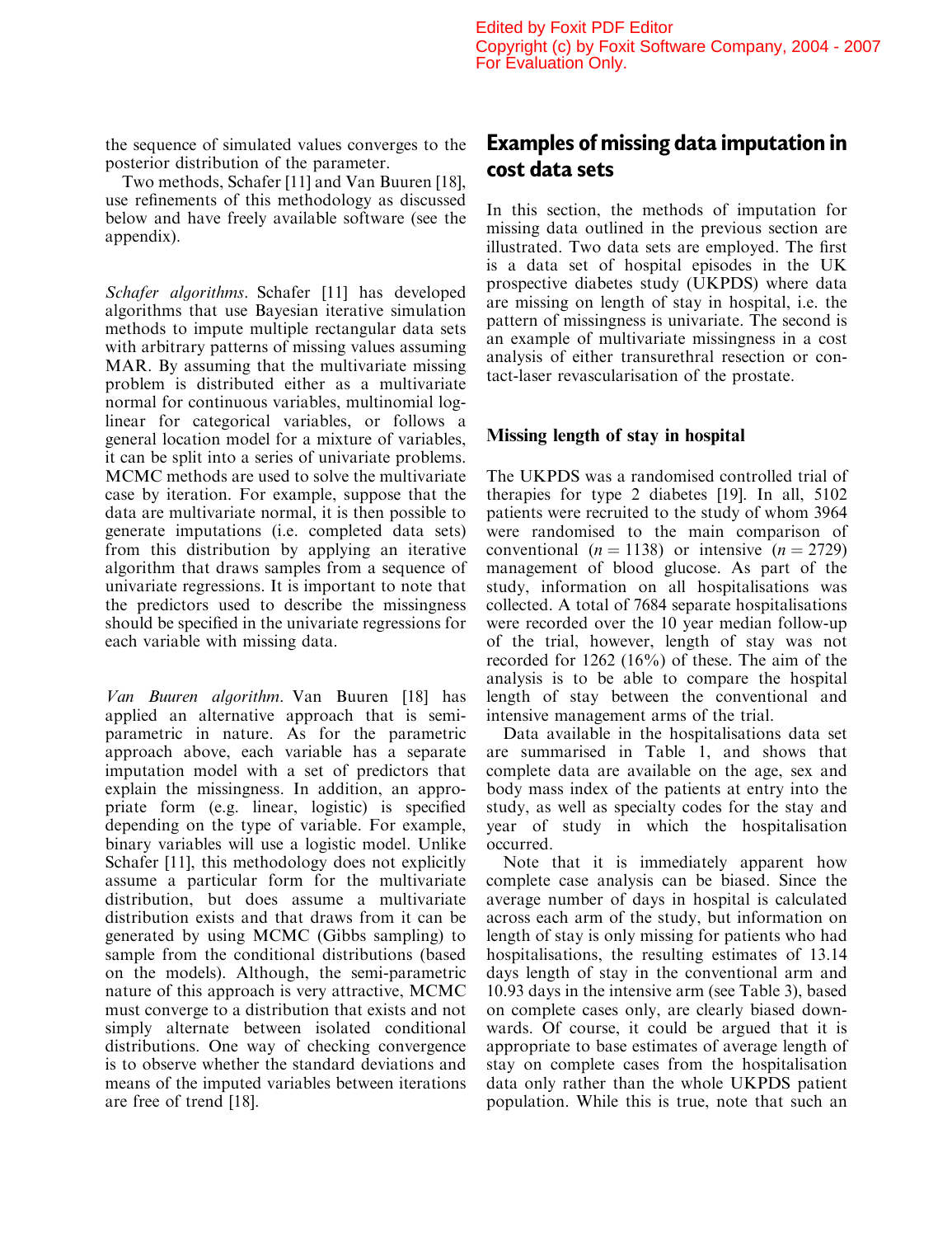the sequence of simulated values converges to the posterior distribution of the parameter.

Two methods, Schafer [11] and Van Buuren [18], use refinements of this methodology as discussed below and have freely available software (see the appendix).

*Schafer algorithms*. Schafer [11] has developed algorithms that use Bayesian iterative simulation methods to impute multiple rectangular data sets with arbitrary patterns of missing values assuming MAR. By assuming that the multivariate missing problem is distributed either as a multivariate normal for continuous variables, multinomial log-linear for categorical variables, or follows a general location model for a mixture of variables, it can be split into a series of univariate problems. MCMC methods are used to solve the multivariate case by iteration. For example, suppose that the data are multivariate normal, it is then possible to generate imputations (i.e. completed data sets) from this distribution by applying an iterative algorithm that draws samples from a sequence of univariate regressions. It is important to note that the predictors used to describe the missingness should be specified in the univariate regressions for each variable with missing data.

*Van Buuren algorithm*. Van Buuren [18] has applied an alternative approach that is semi-parametric in nature. As for the parametric approach above, each variable has a separate imputation model with a set of predictors that explain the missingness. In addition, an appropriate form (e.g. linear, logistic) is specified depending on the type of variable. For example, binary variables will use a logistic model. Unlike Schafer [11], this methodology does not explicitly assume a particular form for the multivariate distribution, but does assume a multivariate distribution exists and that draws from it can be generated by using MCMC (Gibbs sampling) to sample from the conditional distributions (based on the models). Although, the semi-parametric nature of this approach is very attractive, MCMC must converge to a distribution that exists and not simply alternate between isolated conditional distributions. One way of checking convergence is to observe whether the standard deviations and means of the imputed variables between iterations are free of trend [18].

## Examples of missing data imputation in cost data sets

In this section, the methods of imputation for missing data outlined in the previous section are illustrated. Two data sets are employed. The first is a data set of hospital episodes in the UK prospective diabetes study (UKPDS) where data are missing on length of stay in hospital, i.e. the pattern of missingness is univariate. The second is an example of multivariate missingness in a cost analysis of either transurethral resection or contact-laser revascularisation of the prostate.

### Missing length of stay in hospital

The UKPDS was a randomised controlled trial of therapies for type 2 diabetes [19]. In all, 5102 patients were recruited to the study of whom 3964 were randomised to the main comparison of conventional ($n = 1138$) or intensive ($n = 2729$) management of blood glucose. As part of the study, information on all hospitalisations was collected. A total of 7684 separate hospitalisations were recorded over the 10 year median follow-up of the trial, however, length of stay was not recorded for 1262 (16%) of these. The aim of the analysis is to be able to compare the hospital length of stay between the conventional and intensive management arms of the trial.

Data available in the hospitalisations data set are summarised in Table 1, and shows that complete data are available on the age, sex and body mass index of the patients at entry into the study, as well as specialty codes for the stay and year of study in which the hospitalisation occurred.

Note that it is immediately apparent how complete case analysis can be biased. Since the average number of days in hospital is calculated across each arm of the study, but information on length of stay is only missing for patients who had hospitalisations, the resulting estimates of 13.14 days length of stay in the conventional arm and 10.93 days in the intensive arm (see Table 3), based on complete cases only, are clearly biased downwards. Of course, it could be argued that it is appropriate to base estimates of average length of stay on complete cases from the hospitalisation data only rather than the whole UKPDS patient population. While this is true, note that such an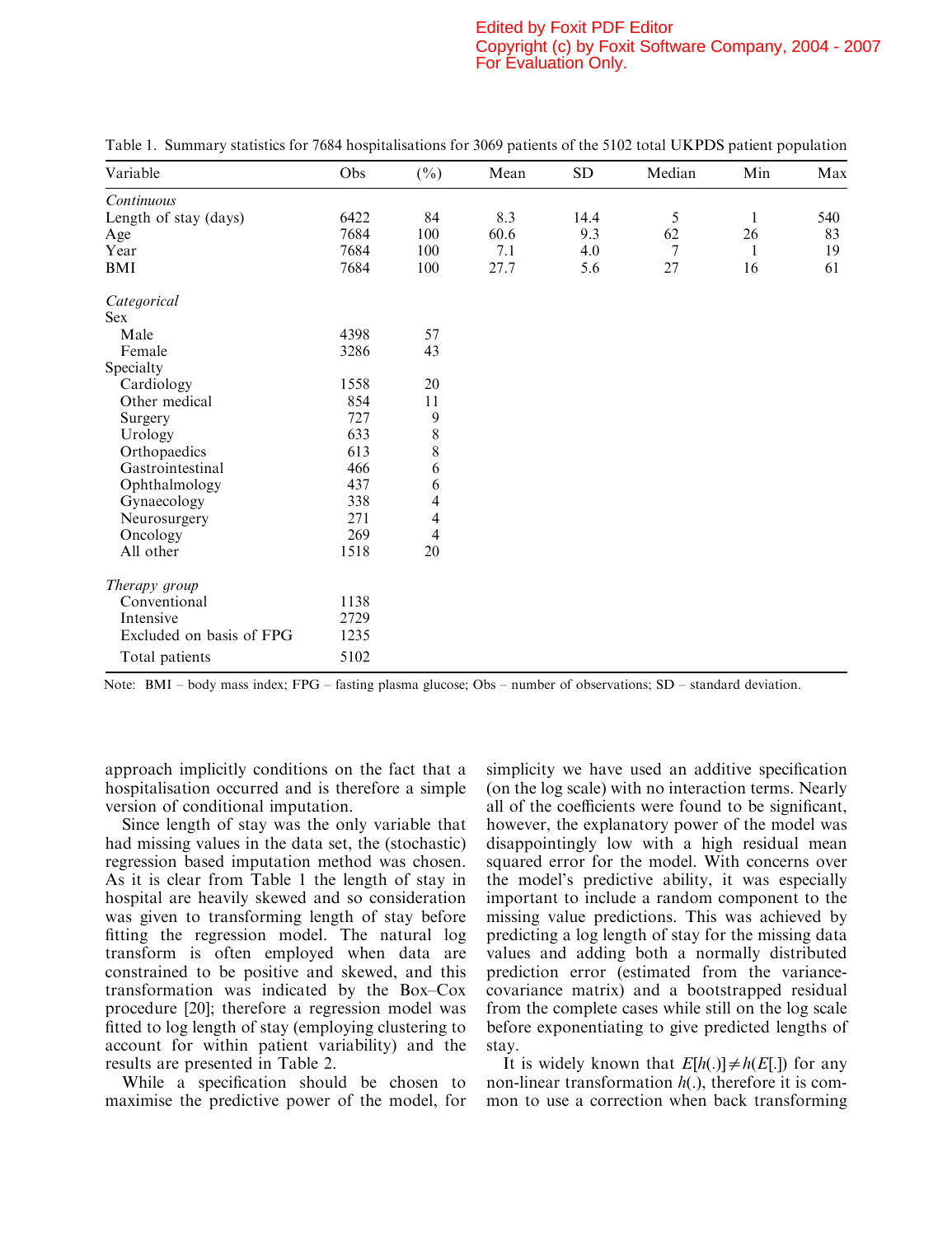Table 1. Summary statistics for 7684 hospitalisations for 3069 patients of the 5102 total UKPDS patient population

| Variable | Obs | (%) | Mean | SD | Median | Min | Max |
|---|---|---|---|---|---|---|---|
| *Continuous* | | | | | | | |
| Length of stay (days) | 6422 | 84 | 8.3 | 14.4 | 5 | 1 | 540 |
| Age | 7684 | 100 | 60.6 | 9.3 | 62 | 26 | 83 |
| Year | 7684 | 100 | 7.1 | 4.0 | 7 | 1 | 19 |
| BMI | 7684 | 100 | 27.7 | 5.6 | 27 | 16 | 61 |
| *Categorical* | | | | | | | |
| Sex | | | | | | | |
| Male | 4398 | 57 | | | | | |
| Female | 3286 | 43 | | | | | |
| Specialty | | | | | | | |
| Cardiology | 1558 | 20 | | | | | |
| Other medical | 854 | 11 | | | | | |
| Surgery | 727 | 9 | | | | | |
| Urology | 633 | 8 | | | | | |
| Orthopaedics | 613 | 8 | | | | | |
| Gastrointestinal | 466 | 6 | | | | | |
| Ophthalmology | 437 | 6 | | | | | |
| Gynaecology | 338 | 4 | | | | | |
| Neurosurgery | 271 | 4 | | | | | |
| Oncology | 269 | 4 | | | | | |
| All other | 1518 | 20 | | | | | |
| *Therapy group* | | | | | | | |
| Conventional | 1138 | | | | | | |
| Intensive | 2729 | | | | | | |
| Excluded on basis of FPG | 1235 | | | | | | |
| Total patients | 5102 | | | | | | |

Note: BMI – body mass index; FPG – fasting plasma glucose; Obs – number of observations; SD – standard deviation.

approach implicitly conditions on the fact that a hospitalisation occurred and is therefore a simple version of conditional imputation.

Since length of stay was the only variable that had missing values in the data set, the (stochastic) regression based imputation method was chosen. As it is clear from Table 1 the length of stay in hospital are heavily skewed and so consideration was given to transforming length of stay before fitting the regression model. The natural log transform is often employed when data are constrained to be positive and skewed, and this transformation was indicated by the Box–Cox procedure [20]; therefore a regression model was fitted to log length of stay (employing clustering to account for within patient variability) and the results are presented in Table 2.

While a specification should be chosen to maximise the predictive power of the model, for simplicity we have used an additive specification (on the log scale) with no interaction terms. Nearly all of the coefficients were found to be significant, however, the explanatory power of the model was disappointingly low with a high residual mean squared error for the model. With concerns over the model's predictive ability, it was especially important to include a random component to the missing value predictions. This was achieved by predicting a log length of stay for the missing data values and adding both a normally distributed prediction error (estimated from the variance-covariance matrix) and a bootstrapped residual from the complete cases while still on the log scale before exponentiating to give predicted lengths of stay.

It is widely known that $E[h(.)] \neq h(E[.])$ for any non-linear transformation $h(.)$, therefore it is common to use a correction when back transforming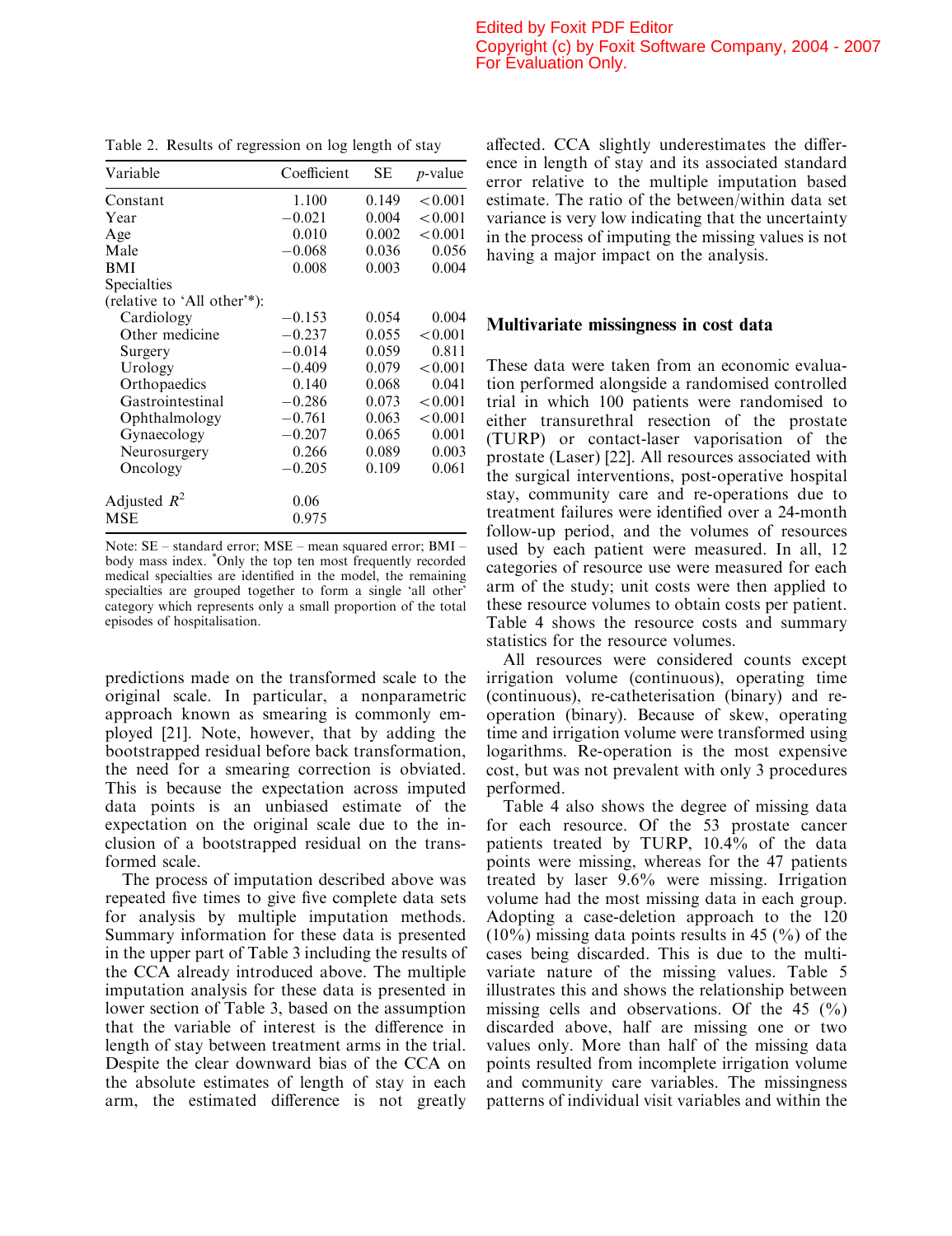Table 2. Results of regression on log length of stay

| Variable | Coefficient | SE | *p*-value |
|---|---|---|---|
| Constant | 1.100 | 0.149 | <0.001 |
| Year | −0.021 | 0.004 | <0.001 |
| Age | 0.010 | 0.002 | <0.001 |
| Male | −0.068 | 0.036 | 0.056 |
| BMI | 0.008 | 0.003 | 0.004 |
| Specialties (relative to 'All other'*): | | | |
| Cardiology | −0.153 | 0.054 | 0.004 |
| Other medicine | −0.237 | 0.055 | <0.001 |
| Surgery | −0.014 | 0.059 | 0.811 |
| Urology | −0.409 | 0.079 | <0.001 |
| Orthopaedics | 0.140 | 0.068 | 0.041 |
| Gastrointestinal | −0.286 | 0.073 | <0.001 |
| Ophthalmology | −0.761 | 0.063 | <0.001 |
| Gynaecology | −0.207 | 0.065 | 0.001 |
| Neurosurgery | 0.266 | 0.089 | 0.003 |
| Oncology | −0.205 | 0.109 | 0.061 |
| Adjusted $R^2$ | 0.06 | | |
| MSE | 0.975 | | |

Note: SE – standard error; MSE – mean squared error; BMI – body mass index. *Only the top ten most frequently recorded medical specialties are identified in the model, the remaining specialties are grouped together to form a single 'all other' category which represents only a small proportion of the total episodes of hospitalisation.

predictions made on the transformed scale to the original scale. In particular, a nonparametric approach known as smearing is commonly employed [21]. Note, however, that by adding the bootstrapped residual before back transformation, the need for a smearing correction is obviated. This is because the expectation across imputed data points is an unbiased estimate of the expectation on the original scale due to the inclusion of a bootstrapped residual on the transformed scale.

The process of imputation described above was repeated five times to give five complete data sets for analysis by multiple imputation methods. Summary information for these data is presented in the upper part of Table 3 including the results of the CCA already introduced above. The multiple imputation analysis for these data is presented in lower section of Table 3, based on the assumption that the variable of interest is the difference in length of stay between treatment arms in the trial. Despite the clear downward bias of the CCA on the absolute estimates of length of stay in each arm, the estimated difference is not greatly affected. CCA slightly underestimates the difference in length of stay and its associated standard error relative to the multiple imputation based estimate. The ratio of the between/within data set variance is very low indicating that the uncertainty in the process of imputing the missing values is not having a major impact on the analysis.

## Multivariate missingness in cost data

These data were taken from an economic evaluation performed alongside a randomised controlled trial in which 100 patients were randomised to either transurethral resection of the prostate (TURP) or contact-laser vaporisation of the prostate (Laser) [22]. All resources associated with the surgical interventions, post-operative hospital stay, community care and re-operations due to treatment failures were identified over a 24-month follow-up period, and the volumes of resources used by each patient were measured. In all, 12 categories of resource use were measured for each arm of the study; unit costs were then applied to these resource volumes to obtain costs per patient. Table 4 shows the resource costs and summary statistics for the resource volumes.

All resources were considered counts except irrigation volume (continuous), operating time (continuous), re-catheterisation (binary) and re-operation (binary). Because of skew, operating time and irrigation volume were transformed using logarithms. Re-operation is the most expensive cost, but was not prevalent with only 3 procedures performed.

Table 4 also shows the degree of missing data for each resource. Of the 53 prostate cancer patients treated by TURP, 10.4% of the data points were missing, whereas for the 47 patients treated by laser 9.6% were missing. Irrigation volume had the most missing data in each group. Adopting a case-deletion approach to the 120 (10%) missing data points results in 45 (%) of the cases being discarded. This is due to the multivariate nature of the missing values. Table 5 illustrates this and shows the relationship between missing cells and observations. Of the 45 (%) discarded above, half are missing one or two values only. More than half of the missing data points resulted from incomplete irrigation volume and community care variables. The missingness patterns of individual visit variables and within the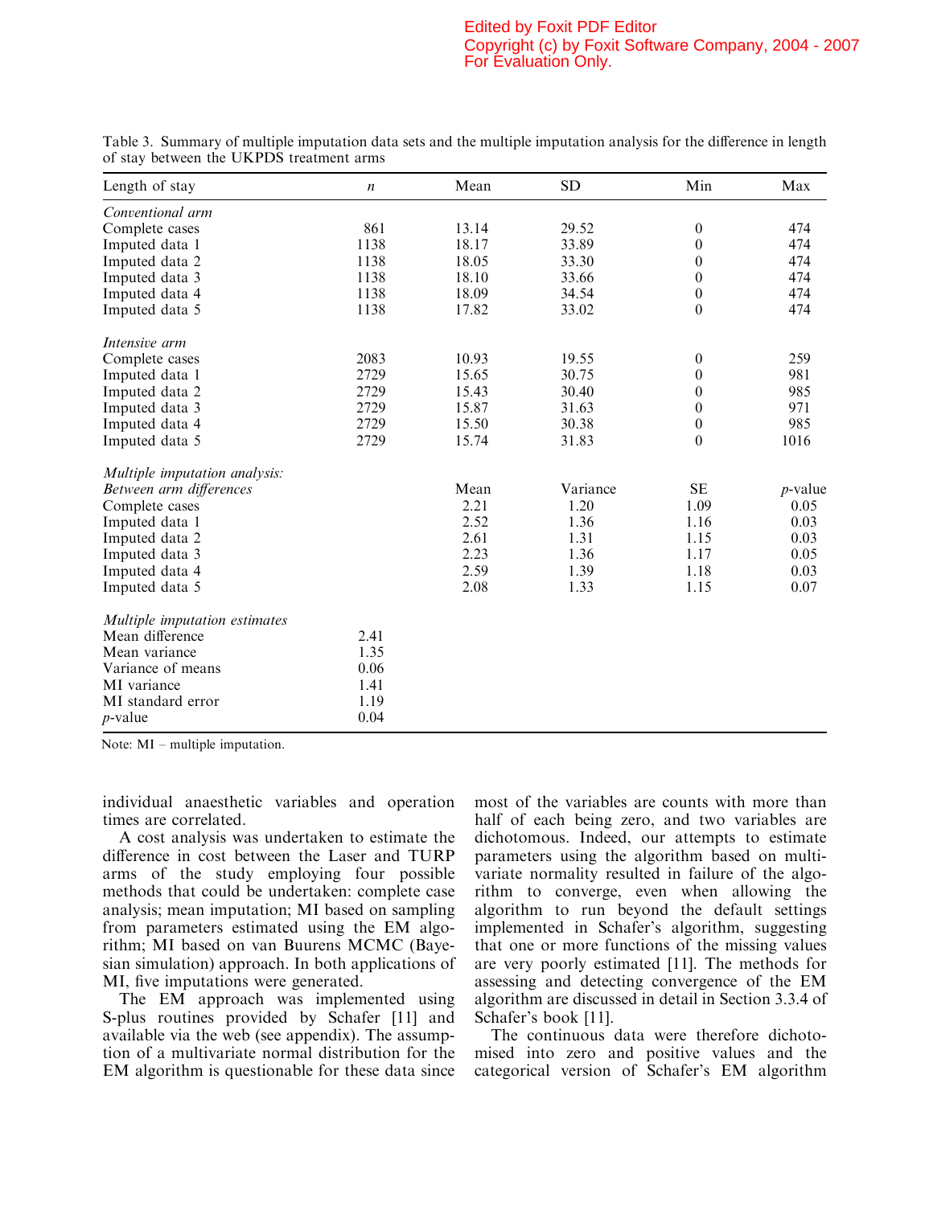Table 3. Summary of multiple imputation data sets and the multiple imputation analysis for the difference in length of stay between the UKPDS treatment arms

| Length of stay | *n* | Mean | SD | Min | Max |
|---|---|---|---|---|---|
| *Conventional arm* | | | | | |
| Complete cases | 861 | 13.14 | 29.52 | 0 | 474 |
| Imputed data 1 | 1138 | 18.17 | 33.89 | 0 | 474 |
| Imputed data 2 | 1138 | 18.05 | 33.30 | 0 | 474 |
| Imputed data 3 | 1138 | 18.10 | 33.66 | 0 | 474 |
| Imputed data 4 | 1138 | 18.09 | 34.54 | 0 | 474 |
| Imputed data 5 | 1138 | 17.82 | 33.02 | 0 | 474 |
| *Intensive arm* | | | | | |
| Complete cases | 2083 | 10.93 | 19.55 | 0 | 259 |
| Imputed data 1 | 2729 | 15.65 | 30.75 | 0 | 981 |
| Imputed data 2 | 2729 | 15.43 | 30.40 | 0 | 985 |
| Imputed data 3 | 2729 | 15.87 | 31.63 | 0 | 971 |
| Imputed data 4 | 2729 | 15.50 | 30.38 | 0 | 985 |
| Imputed data 5 | 2729 | 15.74 | 31.83 | 0 | 1016 |
| *Multiple imputation analysis:* | | | | | |
| *Between arm differences* | | Mean | Variance | SE | *p*-value |
| Complete cases | | 2.21 | 1.20 | 1.09 | 0.05 |
| Imputed data 1 | | 2.52 | 1.36 | 1.16 | 0.03 |
| Imputed data 2 | | 2.61 | 1.31 | 1.15 | 0.03 |
| Imputed data 3 | | 2.23 | 1.36 | 1.17 | 0.05 |
| Imputed data 4 | | 2.59 | 1.39 | 1.18 | 0.03 |
| Imputed data 5 | | 2.08 | 1.33 | 1.15 | 0.07 |
| *Multiple imputation estimates* | | | | | |
| Mean difference | 2.41 | | | | |
| Mean variance | 1.35 | | | | |
| Variance of means | 0.06 | | | | |
| MI variance | 1.41 | | | | |
| MI standard error | 1.19 | | | | |
| *p*-value | 0.04 | | | | |

Note: MI – multiple imputation.

individual anaesthetic variables and operation times are correlated.

A cost analysis was undertaken to estimate the difference in cost between the Laser and TURP arms of the study employing four possible methods that could be undertaken: complete case analysis; mean imputation; MI based on sampling from parameters estimated using the EM algorithm; MI based on van Buurens MCMC (Bayesian simulation) approach. In both applications of MI, five imputations were generated.

The EM approach was implemented using S-plus routines provided by Schafer [11] and available via the web (see appendix). The assumption of a multivariate normal distribution for the EM algorithm is questionable for these data since most of the variables are counts with more than half of each being zero, and two variables are dichotomous. Indeed, our attempts to estimate parameters using the algorithm based on multivariate normality resulted in failure of the algorithm to converge, even when allowing the algorithm to run beyond the default settings implemented in Schafer's algorithm, suggesting that one or more functions of the missing values are very poorly estimated [11]. The methods for assessing and detecting convergence of the EM algorithm are discussed in detail in Section 3.3.4 of Schafer's book [11].

The continuous data were therefore dichotomised into zero and positive values and the categorical version of Schafer's EM algorithm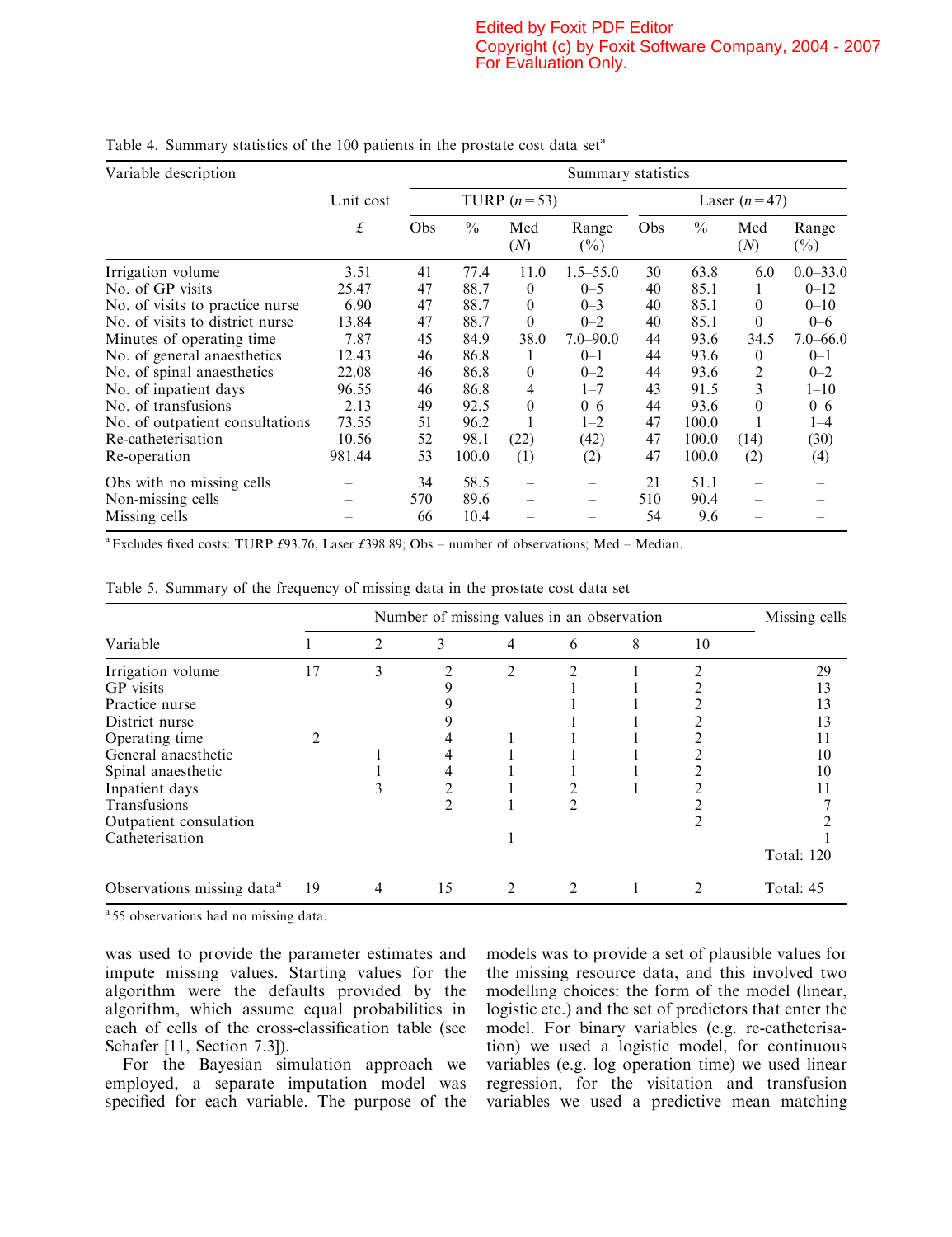Table 4. Summary statistics of the 100 patients in the prostate cost data set[a]

| Variable description | Unit cost £ | TURP ($n = 53$) Obs | % | Med ($N$) | Range (%) | Laser ($n = 47$) Obs | % | Med ($N$) | Range (%) |
|---|---|---|---|---|---|---|---|---|---|
| Irrigation volume | 3.51 | 41 | 77.4 | 11.0 | 1.5–55.0 | 30 | 63.8 | 6.0 | 0.0–33.0 |
| No. of GP visits | 25.47 | 47 | 88.7 | 0 | 0–5 | 40 | 85.1 | 1 | 0–12 |
| No. of visits to practice nurse | 6.90 | 47 | 88.7 | 0 | 0–3 | 40 | 85.1 | 0 | 0–10 |
| No. of visits to district nurse | 13.84 | 47 | 88.7 | 0 | 0–2 | 40 | 85.1 | 0 | 0–6 |
| Minutes of operating time | 7.87 | 45 | 84.9 | 38.0 | 7.0–90.0 | 44 | 93.6 | 34.5 | 7.0–66.0 |
| No. of general anaesthetics | 12.43 | 46 | 86.8 | 1 | 0–1 | 44 | 93.6 | 0 | 0–1 |
| No. of spinal anaesthetics | 22.08 | 46 | 86.8 | 0 | 0–2 | 44 | 93.6 | 2 | 0–2 |
| No. of inpatient days | 96.55 | 46 | 86.8 | 4 | 1–7 | 43 | 91.5 | 3 | 1–10 |
| No. of transfusions | 2.13 | 49 | 92.5 | 0 | 0–6 | 44 | 93.6 | 0 | 0–6 |
| No. of outpatient consultations | 73.55 | 51 | 96.2 | 1 | 1–2 | 47 | 100.0 | 1 | 1–4 |
| Re-catheterisation | 10.56 | 52 | 98.1 | (22) | (42) | 47 | 100.0 | (14) | (30) |
| Re-operation | 981.44 | 53 | 100.0 | (1) | (2) | 47 | 100.0 | (2) | (4) |
| Obs with no missing cells | – | 34 | 58.5 | – | – | 21 | 51.1 | – | – |
| Non-missing cells | – | 570 | 89.6 | – | – | 510 | 90.4 | – | – |
| Missing cells | – | 66 | 10.4 | – | – | 54 | 9.6 | – | – |

[a] Excludes fixed costs: TURP £93.76, Laser £398.89; Obs – number of observations; Med – Median.

Table 5. Summary of the frequency of missing data in the prostate cost data set

| Variable | Number of missing values in an observation: 1 | 2 | 3 | 4 | 6 | 8 | 10 | Missing cells |
|---|---|---|---|---|---|---|---|---|
| Irrigation volume | 17 | 3 | 2 | 2 | 2 | 1 | 2 | 29 |
| GP visits | | | 9 | | 1 | 1 | 2 | 13 |
| Practice nurse | | | 9 | | 1 | 1 | 2 | 13 |
| District nurse | | | 9 | | 1 | 1 | 2 | 13 |
| Operating time | 2 | | 4 | 1 | 1 | 1 | 2 | 11 |
| General anaesthetic | | 1 | 4 | 1 | 1 | 1 | 2 | 10 |
| Spinal anaesthetic | | 1 | 4 | 1 | 1 | 1 | 2 | 10 |
| Inpatient days | | 3 | 2 | 1 | 2 | 1 | 2 | 11 |
| Transfusions | | | 2 | 1 | 2 | | 2 | 7 |
| Outpatient consulation | | | | | | | 2 | 2 |
| Catheterisation | | | | 1 | | | | 1 |
| | | | | | | | | Total: 120 |
| Observations missing data[a] | 19 | 4 | 15 | 2 | 2 | 1 | 2 | Total: 45 |

[a] 55 observations had no missing data.

was used to provide the parameter estimates and impute missing values. Starting values for the algorithm were the defaults provided by the algorithm, which assume equal probabilities in each of cells of the cross-classification table (see Schafer [11, Section 7.3]).

For the Bayesian simulation approach we employed, a separate imputation model was specified for each variable. The purpose of the models was to provide a set of plausible values for the missing resource data, and this involved two modelling choices: the form of the model (linear, logistic etc.) and the set of predictors that enter the model. For binary variables (e.g. re-catheterisation) we used a logistic model, for continuous variables (e.g. log operation time) we used linear regression, for the visitation and transfusion variables we used a predictive mean matching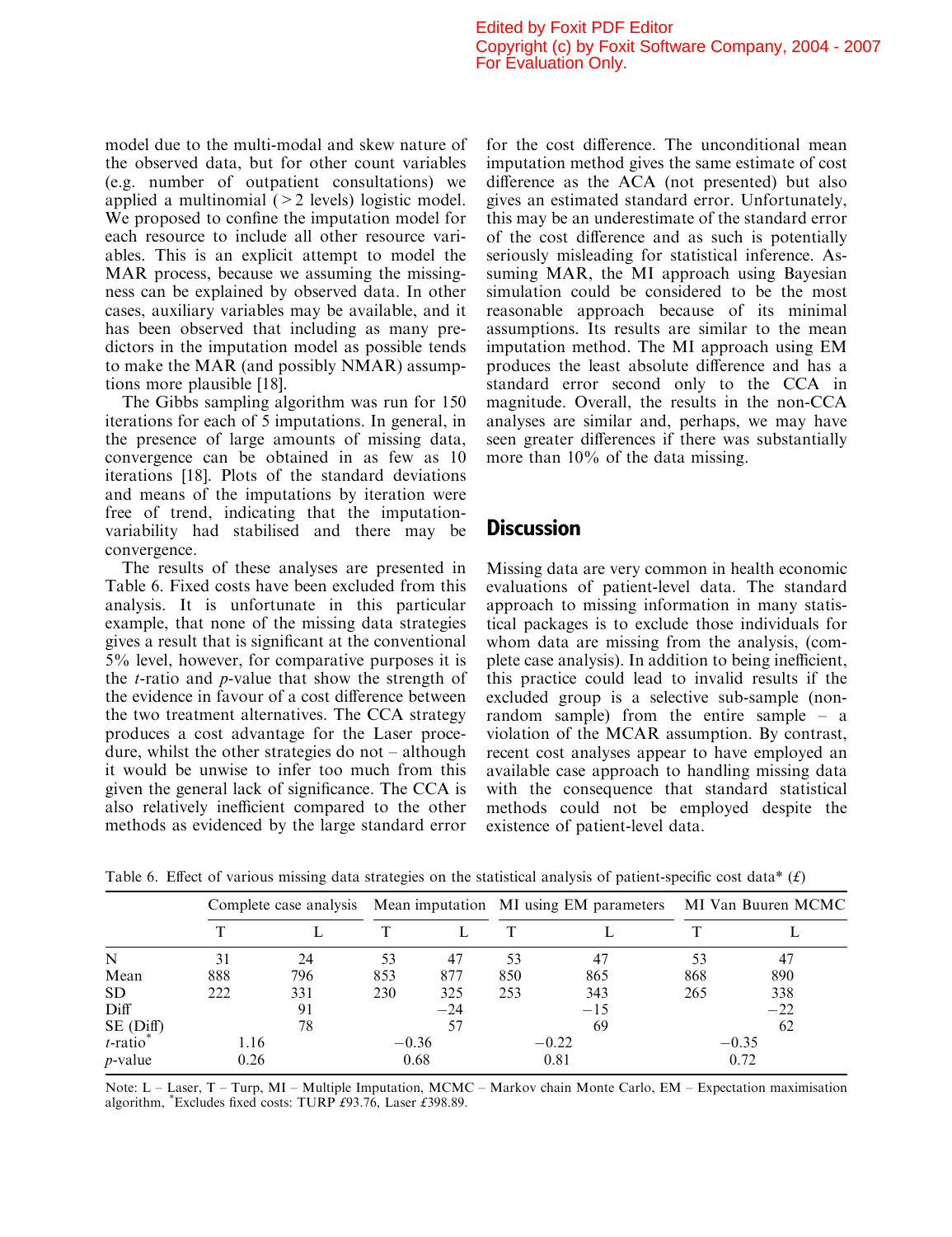model due to the multi-modal and skew nature of the observed data, but for other count variables (e.g. number of outpatient consultations) we applied a multinomial (>2 levels) logistic model. We proposed to confine the imputation model for each resource to include all other resource variables. This is an explicit attempt to model the MAR process, because we assuming the missingness can be explained by observed data. In other cases, auxiliary variables may be available, and it has been observed that including as many predictors in the imputation model as possible tends to make the MAR (and possibly NMAR) assumptions more plausible [18].

The Gibbs sampling algorithm was run for 150 iterations for each of 5 imputations. In general, in the presence of large amounts of missing data, convergence can be obtained in as few as 10 iterations [18]. Plots of the standard deviations and means of the imputations by iteration were free of trend, indicating that the imputation-variability had stabilised and there may be convergence.

The results of these analyses are presented in Table 6. Fixed costs have been excluded from this analysis. It is unfortunate in this particular example, that none of the missing data strategies gives a result that is significant at the conventional 5% level, however, for comparative purposes it is the *t*-ratio and *p*-value that show the strength of the evidence in favour of a cost difference between the two treatment alternatives. The CCA strategy produces a cost advantage for the Laser procedure, whilst the other strategies do not – although it would be unwise to infer too much from this given the general lack of significance. The CCA is also relatively inefficient compared to the other methods as evidenced by the large standard error for the cost difference. The unconditional mean imputation method gives the same estimate of cost difference as the ACA (not presented) but also gives an estimated standard error. Unfortunately, this may be an underestimate of the standard error of the cost difference and as such is potentially seriously misleading for statistical inference. Assuming MAR, the MI approach using Bayesian simulation could be considered to be the most reasonable approach because of its minimal assumptions. Its results are similar to the mean imputation method. The MI approach using EM produces the least absolute difference and has a standard error second only to the CCA in magnitude. Overall, the results in the non-CCA analyses are similar and, perhaps, we may have seen greater differences if there was substantially more than 10% of the data missing.

## Discussion

Missing data are very common in health economic evaluations of patient-level data. The standard approach to missing information in many statistical packages is to exclude those individuals for whom data are missing from the analysis, (complete case analysis). In addition to being inefficient, this practice could lead to invalid results if the excluded group is a selective sub-sample (non-random sample) from the entire sample – a violation of the MCAR assumption. By contrast, recent cost analyses appear to have employed an available case approach to handling missing data with the consequence that standard statistical methods could not be employed despite the existence of patient-level data.

Table 6. Effect of various missing data strategies on the statistical analysis of patient-specific cost data* (£)

| | Complete case analysis | | Mean imputation | | MI using EM parameters | | MI Van Buuren MCMC | |
|---|---|---|---|---|---|---|---|---|
| | T | L | T | L | T | L | T | L |
| N | 31 | 24 | 53 | 47 | 53 | 47 | 53 | 47 |
| Mean | 888 | 796 | 853 | 877 | 850 | 865 | 868 | 890 |
| SD | 222 | 331 | 230 | 325 | 253 | 343 | 265 | 338 |
| Diff | | 91 | | −24 | | −15 | | −22 |
| SE (Diff) | | 78 | | 57 | | 69 | | 62 |
| *t*-ratio* | 1.16 | | −0.36 | | −0.22 | | −0.35 | |
| *p*-value | 0.26 | | 0.68 | | 0.81 | | 0.72 | |

Note: L – Laser, T – Turp, MI – Multiple Imputation, MCMC – Markov chain Monte Carlo, EM – Expectation maximisation algorithm, *Excludes fixed costs: TURP £93.76, Laser £398.89.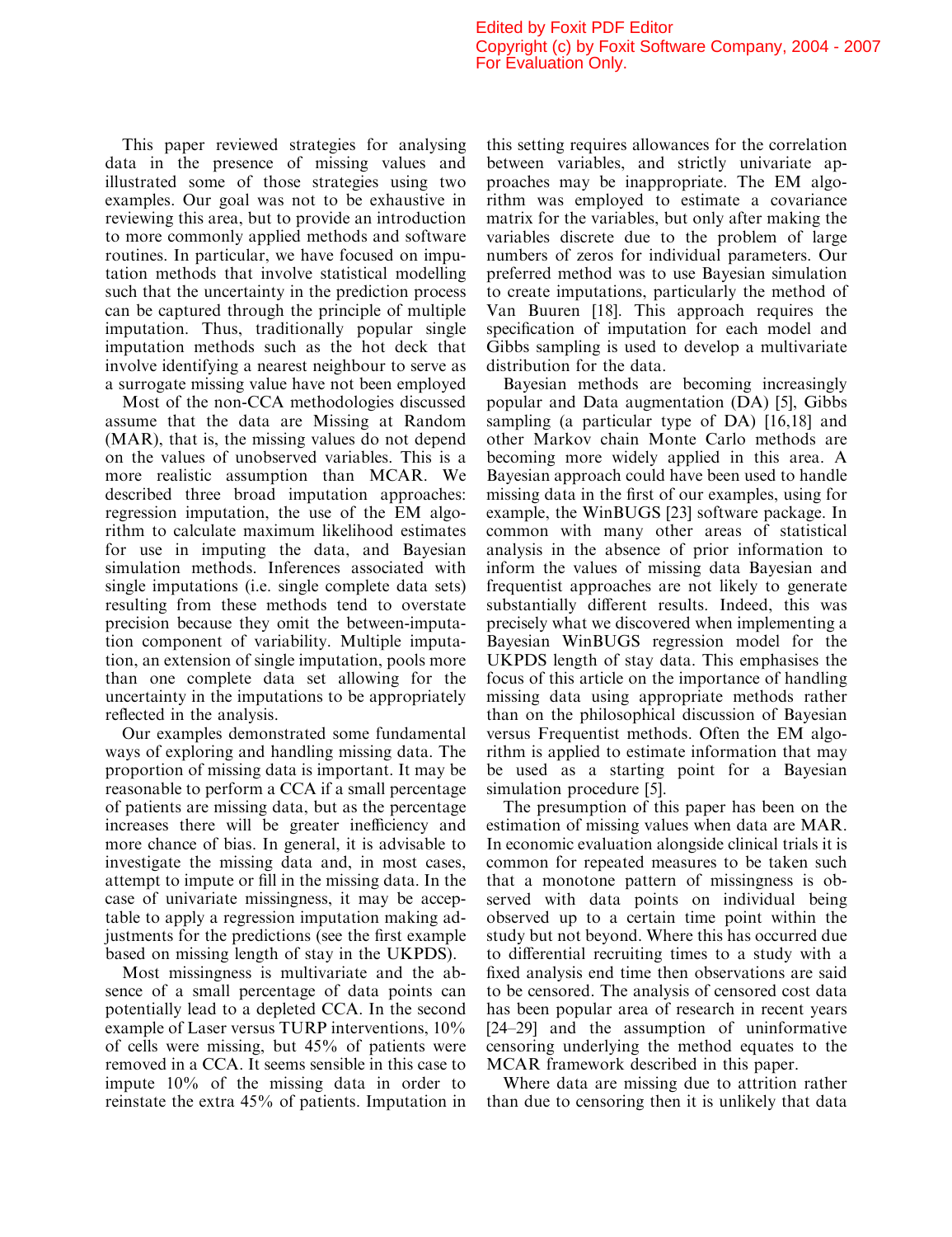This paper reviewed strategies for analysing data in the presence of missing values and illustrated some of those strategies using two examples. Our goal was not to be exhaustive in reviewing this area, but to provide an introduction to more commonly applied methods and software routines. In particular, we have focused on imputation methods that involve statistical modelling such that the uncertainty in the prediction process can be captured through the principle of multiple imputation. Thus, traditionally popular single imputation methods such as the hot deck that involve identifying a nearest neighbour to serve as a surrogate missing value have not been employed

Most of the non-CCA methodologies discussed assume that the data are Missing at Random (MAR), that is, the missing values do not depend on the values of unobserved variables. This is a more realistic assumption than MCAR. We described three broad imputation approaches: regression imputation, the use of the EM algorithm to calculate maximum likelihood estimates for use in imputing the data, and Bayesian simulation methods. Inferences associated with single imputations (i.e. single complete data sets) resulting from these methods tend to overstate precision because they omit the between-imputation component of variability. Multiple imputation, an extension of single imputation, pools more than one complete data set allowing for the uncertainty in the imputations to be appropriately reflected in the analysis.

Our examples demonstrated some fundamental ways of exploring and handling missing data. The proportion of missing data is important. It may be reasonable to perform a CCA if a small percentage of patients are missing data, but as the percentage increases there will be greater inefficiency and more chance of bias. In general, it is advisable to investigate the missing data and, in most cases, attempt to impute or fill in the missing data. In the case of univariate missingness, it may be acceptable to apply a regression imputation making adjustments for the predictions (see the first example based on missing length of stay in the UKPDS).

Most missingness is multivariate and the absence of a small percentage of data points can potentially lead to a depleted CCA. In the second example of Laser versus TURP interventions, 10% of cells were missing, but 45% of patients were removed in a CCA. It seems sensible in this case to impute 10% of the missing data in order to reinstate the extra 45% of patients. Imputation in this setting requires allowances for the correlation between variables, and strictly univariate approaches may be inappropriate. The EM algorithm was employed to estimate a covariance matrix for the variables, but only after making the variables discrete due to the problem of large numbers of zeros for individual parameters. Our preferred method was to use Bayesian simulation to create imputations, particularly the method of Van Buuren [18]. This approach requires the specification of imputation for each model and Gibbs sampling is used to develop a multivariate distribution for the data.

Bayesian methods are becoming increasingly popular and Data augmentation (DA) [5], Gibbs sampling (a particular type of DA) [16,18] and other Markov chain Monte Carlo methods are becoming more widely applied in this area. A Bayesian approach could have been used to handle missing data in the first of our examples, using for example, the WinBUGS [23] software package. In common with many other areas of statistical analysis in the absence of prior information to inform the values of missing data Bayesian and frequentist approaches are not likely to generate substantially different results. Indeed, this was precisely what we discovered when implementing a Bayesian WinBUGS regression model for the UKPDS length of stay data. This emphasises the focus of this article on the importance of handling missing data using appropriate methods rather than on the philosophical discussion of Bayesian versus Frequentist methods. Often the EM algorithm is applied to estimate information that may be used as a starting point for a Bayesian simulation procedure [5].

The presumption of this paper has been on the estimation of missing values when data are MAR. In economic evaluation alongside clinical trials it is common for repeated measures to be taken such that a monotone pattern of missingness is observed with data points on individual being observed up to a certain time point within the study but not beyond. Where this has occurred due to differential recruiting times to a study with a fixed analysis end time then observations are said to be censored. The analysis of censored cost data has been popular area of research in recent years [24–29] and the assumption of uninformative censoring underlying the method equates to the MCAR framework described in this paper.

Where data are missing due to attrition rather than due to censoring then it is unlikely that data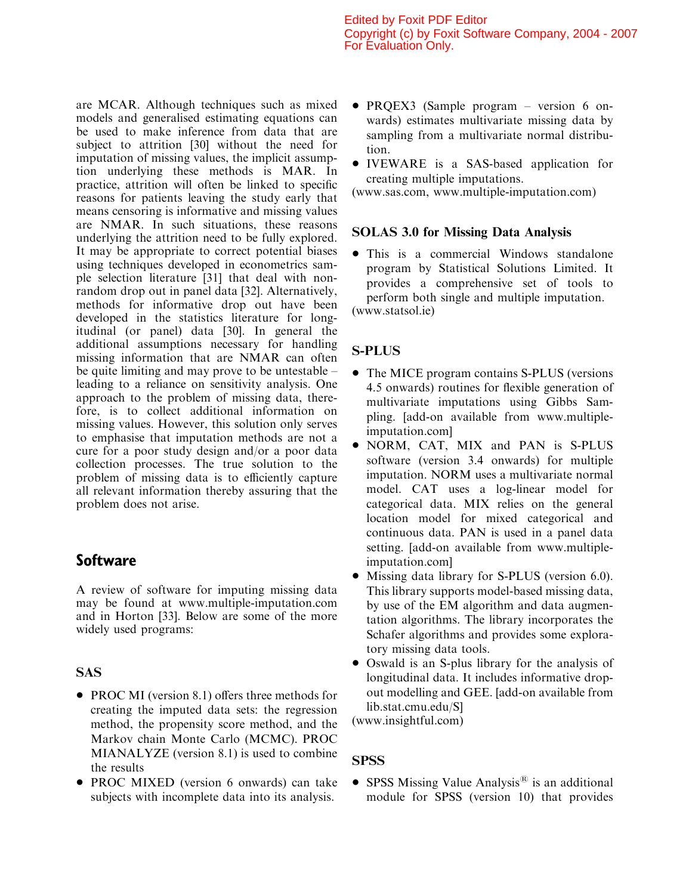are MCAR. Although techniques such as mixed models and generalised estimating equations can be used to make inference from data that are subject to attrition [30] without the need for imputation of missing values, the implicit assumption underlying these methods is MAR. In practice, attrition will often be linked to specific reasons for patients leaving the study early that means censoring is informative and missing values are NMAR. In such situations, these reasons underlying the attrition need to be fully explored. It may be appropriate to correct potential biases using techniques developed in econometrics sample selection literature [31] that deal with non-random drop out in panel data [32]. Alternatively, methods for informative drop out have been developed in the statistics literature for longitudinal (or panel) data [30]. In general the additional assumptions necessary for handling missing information that are NMAR can often be quite limiting and may prove to be untestable – leading to a reliance on sensitivity analysis. One approach to the problem of missing data, therefore, is to collect additional information on missing values. However, this solution only serves to emphasise that imputation methods are not a cure for a poor study design and/or a poor data collection processes. The true solution to the problem of missing data is to efficiently capture all relevant information thereby assuring that the problem does not arise.

## Software

A review of software for imputing missing data may be found at www.multiple-imputation.com and in Horton [33]. Below are some of the more widely used programs:

### SAS

- PROC MI (version 8.1) offers three methods for creating the imputed data sets: the regression method, the propensity score method, and the Markov chain Monte Carlo (MCMC). PROC MIANALYZE (version 8.1) is used to combine the results
- PROC MIXED (version 6 onwards) can take subjects with incomplete data into its analysis.
- PRQEX3 (Sample program – version 6 onwards) estimates multivariate missing data by sampling from a multivariate normal distribution.
- IVEWARE is a SAS-based application for creating multiple imputations.

(www.sas.com, www.multiple-imputation.com)

### SOLAS 3.0 for Missing Data Analysis

- This is a commercial Windows standalone program by Statistical Solutions Limited. It provides a comprehensive set of tools to perform both single and multiple imputation.

(www.statsol.ie)

### S-PLUS

- The MICE program contains S-PLUS (versions 4.5 onwards) routines for flexible generation of multivariate imputations using Gibbs Sampling. [add-on available from www.multiple-imputation.com]
- NORM, CAT, MIX and PAN is S-PLUS software (version 3.4 onwards) for multiple imputation. NORM uses a multivariate normal model. CAT uses a log-linear model for categorical data. MIX relies on the general location model for mixed categorical and continuous data. PAN is used in a panel data setting. [add-on available from www.multiple-imputation.com]
- Missing data library for S-PLUS (version 6.0). This library supports model-based missing data, by use of the EM algorithm and data augmentation algorithms. The library incorporates the Schafer algorithms and provides some exploratory missing data tools.
- Oswald is an S-plus library for the analysis of longitudinal data. It includes informative drop-out modelling and GEE. [add-on available from lib.stat.cmu.edu/S]

(www.insightful.com)

### SPSS

- SPSS Missing Value Analysis® is an additional module for SPSS (version 10) that provides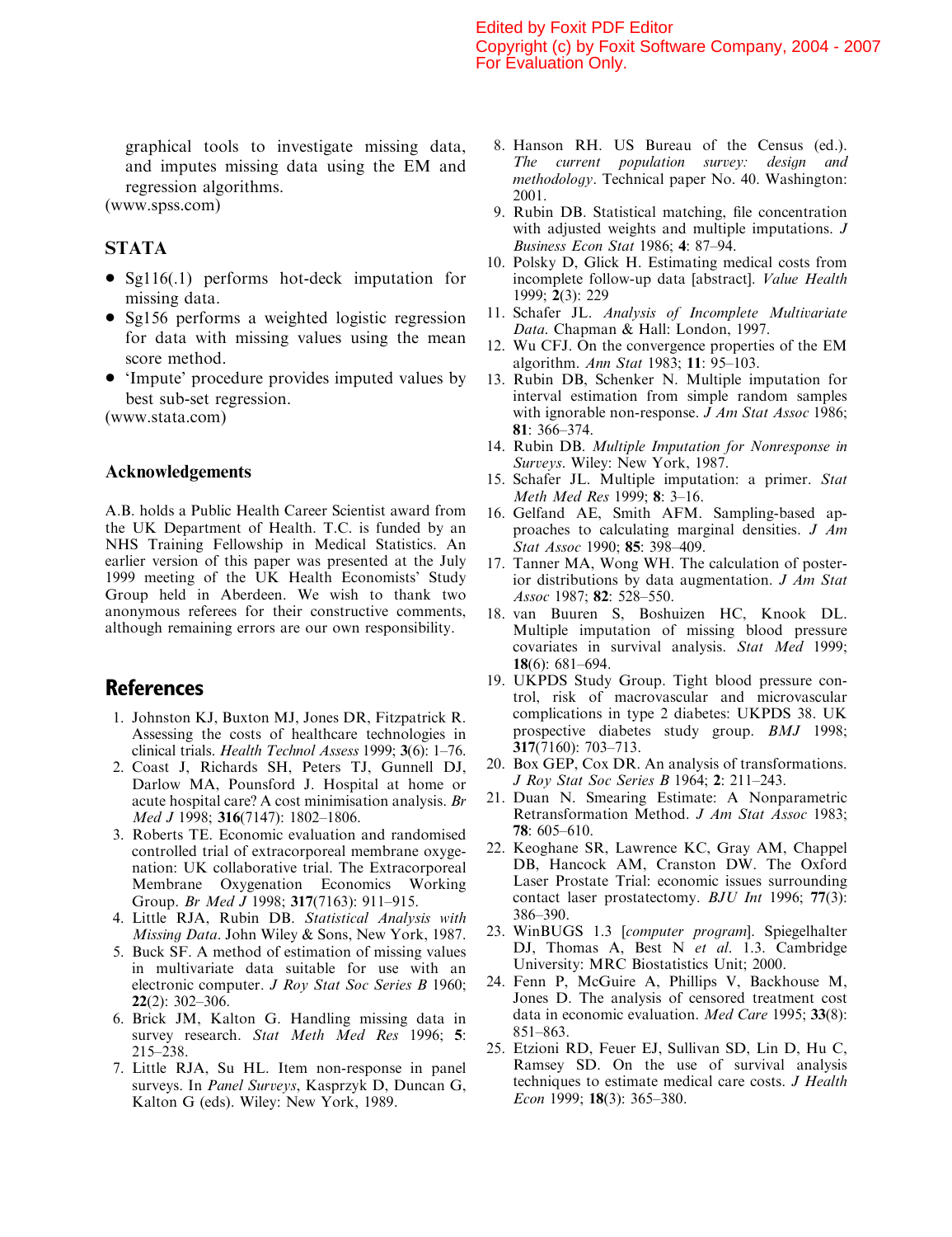graphical tools to investigate missing data, and imputes missing data using the EM and regression algorithms.
(www.spss.com)

## STATA

- Sg116(.1) performs hot-deck imputation for missing data.
- Sg156 performs a weighted logistic regression for data with missing values using the mean score method.
- 'Impute' procedure provides imputed values by best sub-set regression.

(www.stata.com)

## Acknowledgements

A.B. holds a Public Health Career Scientist award from the UK Department of Health. T.C. is funded by an NHS Training Fellowship in Medical Statistics. An earlier version of this paper was presented at the July 1999 meeting of the UK Health Economists' Study Group held in Aberdeen. We wish to thank two anonymous referees for their constructive comments, although remaining errors are our own responsibility.

## References

1. Johnston KJ, Buxton MJ, Jones DR, Fitzpatrick R. Assessing the costs of healthcare technologies in clinical trials. *Health Technol Assess* 1999; **3**(6): 1–76.
2. Coast J, Richards SH, Peters TJ, Gunnell DJ, Darlow MA, Pounsford J. Hospital at home or acute hospital care? A cost minimisation analysis. *Br Med J* 1998; **316**(7147): 1802–1806.
3. Roberts TE. Economic evaluation and randomised controlled trial of extracorporeal membrane oxygenation: UK collaborative trial. The Extracorporeal Membrane Oxygenation Economics Working Group. *Br Med J* 1998; **317**(7163): 911–915.
4. Little RJA, Rubin DB. *Statistical Analysis with Missing Data*. John Wiley & Sons, New York, 1987.
5. Buck SF. A method of estimation of missing values in multivariate data suitable for use with an electronic computer. *J Roy Stat Soc Series B* 1960; **22**(2): 302–306.
6. Brick JM, Kalton G. Handling missing data in survey research. *Stat Meth Med Res* 1996; **5**: 215–238.
7. Little RJA, Su HL. Item non-response in panel surveys. In *Panel Surveys*, Kasprzyk D, Duncan G, Kalton G (eds). Wiley: New York, 1989.
8. Hanson RH. US Bureau of the Census (ed.). *The current population survey: design and methodology*. Technical paper No. 40. Washington: 2001.
9. Rubin DB. Statistical matching, file concentration with adjusted weights and multiple imputations. *J Business Econ Stat* 1986; **4**: 87–94.
10. Polsky D, Glick H. Estimating medical costs from incomplete follow-up data [abstract]. *Value Health* 1999; **2**(3): 229
11. Schafer JL. *Analysis of Incomplete Multivariate Data*. Chapman & Hall: London, 1997.
12. Wu CFJ. On the convergence properties of the EM algorithm. *Ann Stat* 1983; **11**: 95–103.
13. Rubin DB, Schenker N. Multiple imputation for interval estimation from simple random samples with ignorable non-response. *J Am Stat Assoc* 1986; **81**: 366–374.
14. Rubin DB. *Multiple Imputation for Nonresponse in Surveys*. Wiley: New York, 1987.
15. Schafer JL. Multiple imputation: a primer. *Stat Meth Med Res* 1999; **8**: 3–16.
16. Gelfand AE, Smith AFM. Sampling-based approaches to calculating marginal densities. *J Am Stat Assoc* 1990; **85**: 398–409.
17. Tanner MA, Wong WH. The calculation of posterior distributions by data augmentation. *J Am Stat Assoc* 1987; **82**: 528–550.
18. van Buuren S, Boshuizen HC, Knook DL. Multiple imputation of missing blood pressure covariates in survival analysis. *Stat Med* 1999; **18**(6): 681–694.
19. UKPDS Study Group. Tight blood pressure control, risk of macrovascular and microvascular complications in type 2 diabetes: UKPDS 38. UK prospective diabetes study group. *BMJ* 1998; **317**(7160): 703–713.
20. Box GEP, Cox DR. An analysis of transformations. *J Roy Stat Soc Series B* 1964; **2**: 211–243.
21. Duan N. Smearing Estimate: A Nonparametric Retransformation Method. *J Am Stat Assoc* 1983; **78**: 605–610.
22. Keoghane SR, Lawrence KC, Gray AM, Chappel DB, Hancock AM, Cranston DW. The Oxford Laser Prostate Trial: economic issues surrounding contact laser prostatectomy. *BJU Int* 1996; **77**(3): 386–390.
23. WinBUGS 1.3 [*computer program*]. Spiegelhalter DJ, Thomas A, Best N *et al*. 1.3. Cambridge University: MRC Biostatistics Unit; 2000.
24. Fenn P, McGuire A, Phillips V, Backhouse M, Jones D. The analysis of censored treatment cost data in economic evaluation. *Med Care* 1995; **33**(8): 851–863.
25. Etzioni RD, Feuer EJ, Sullivan SD, Lin D, Hu C, Ramsey SD. On the use of survival analysis techniques to estimate medical care costs. *J Health Econ* 1999; **18**(3): 365–380.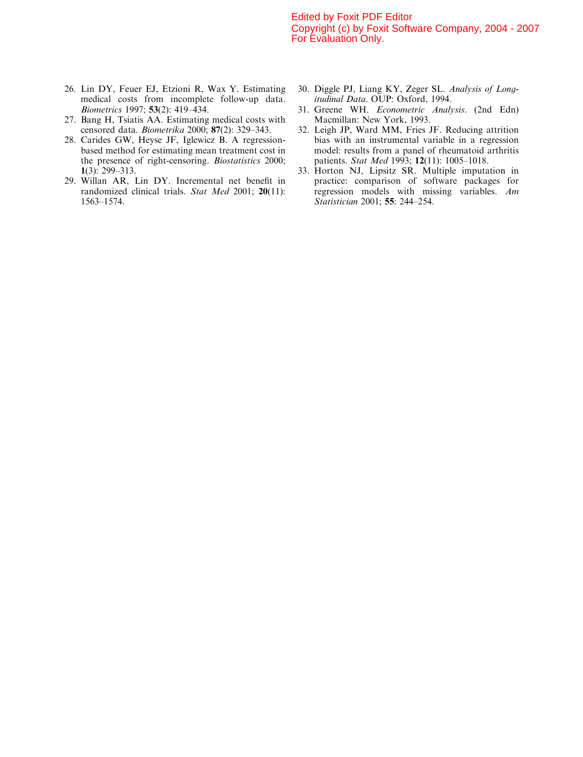26. Lin DY, Feuer EJ, Etzioni R, Wax Y. Estimating medical costs from incomplete follow-up data. *Biometrics* 1997; **53**(2): 419–434.
27. Bang H, Tsiatis AA. Estimating medical costs with censored data. *Biometrika* 2000; **87**(2): 329–343.
28. Carides GW, Heyse JF, Iglewicz B. A regression-based method for estimating mean treatment cost in the presence of right-censoring. *Biostatistics* 2000; **1**(3): 299–313.
29. Willan AR, Lin DY. Incremental net benefit in randomized clinical trials. *Stat Med* 2001; **20**(11): 1563–1574.
30. Diggle PJ, Liang KY, Zeger SL. *Analysis of Longitudinal Data*. OUP: Oxford, 1994.
31. Greene WH. *Econometric Analysis*. (2nd Edn) Macmillan: New York, 1993.
32. Leigh JP, Ward MM, Fries JF. Reducing attrition bias with an instrumental variable in a regression model: results from a panel of rheumatoid arthritis patients. *Stat Med* 1993; **12**(11): 1005–1018.
33. Horton NJ, Lipsitz SR. Multiple imputation in practice: comparison of software packages for regression models with missing variables. *Am Statistician* 2001; **55**: 244–254.